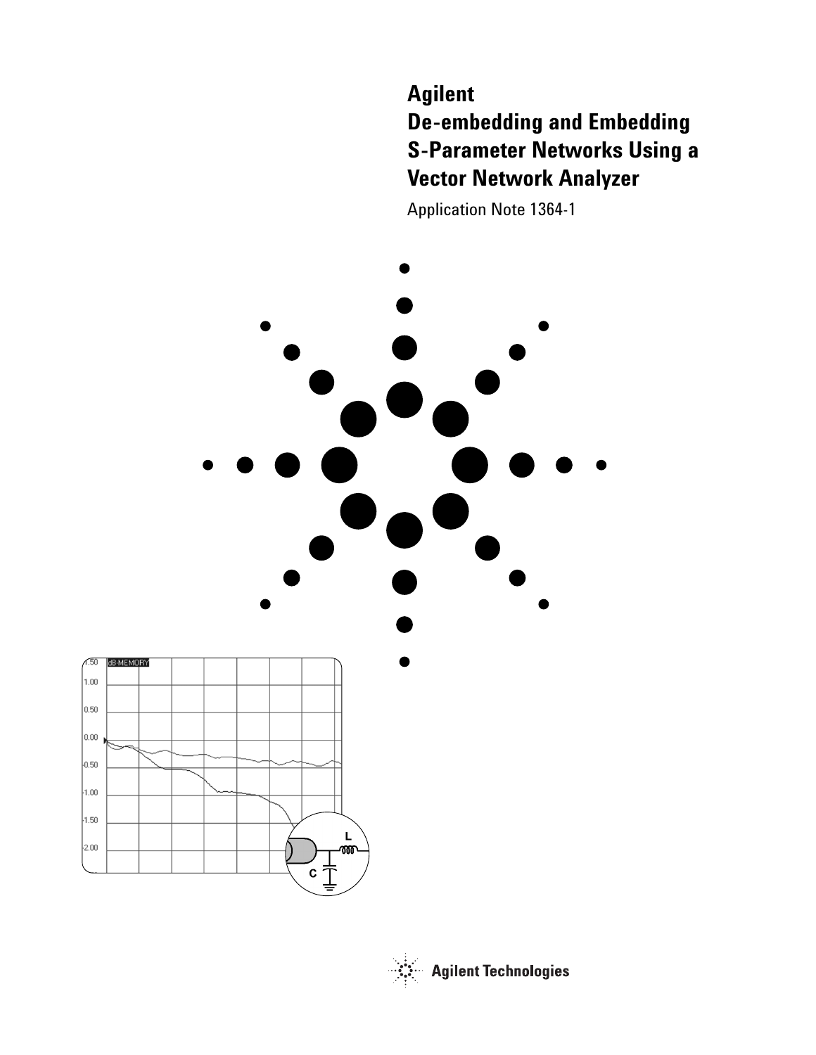# Agilent De-embedding and Embedding S-Parameter Networks Using a Vector Network Analyzer

Application Note 1364-1

Agilent Technologies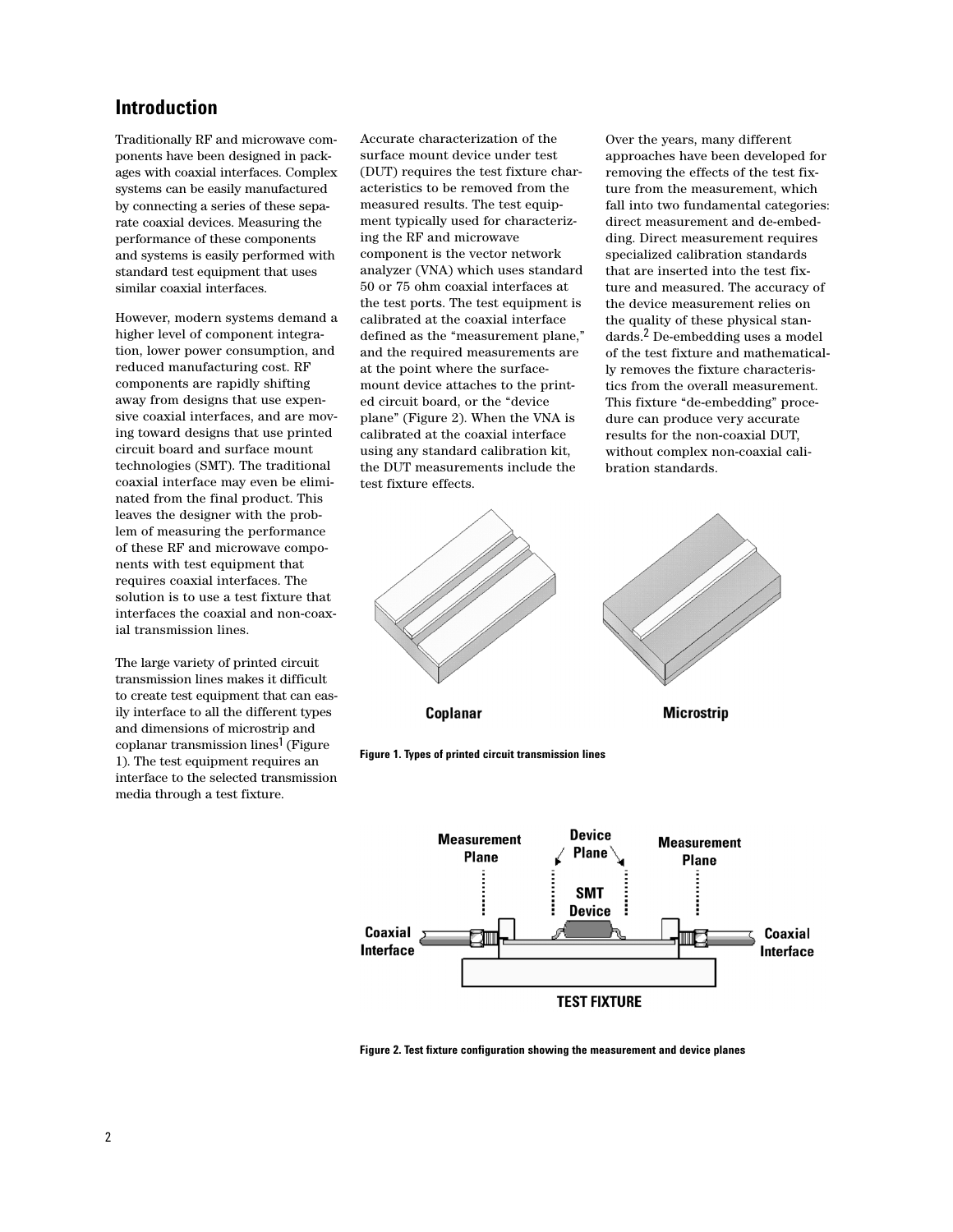## Introduction

Traditionally RF and microwave components have been designed in packages with coaxial interfaces. Complex systems can be easily manufactured by connecting a series of these separate coaxial devices. Measuring the performance of these components and systems is easily performed with standard test equipment that uses similar coaxial interfaces.

However, modern systems demand a higher level of component integration, lower power consumption, and reduced manufacturing cost. RF components are rapidly shifting away from designs that use expensive coaxial interfaces, and are moving toward designs that use printed circuit board and surface mount technologies (SMT). The traditional coaxial interface may even be eliminated from the final product. This leaves the designer with the problem of measuring the performance of these RF and microwave components with test equipment that requires coaxial interfaces. The solution is to use a test fixture that interfaces the coaxial and non-coaxial transmission lines.

The large variety of printed circuit transmission lines makes it difficult to create test equipment that can easily interface to all the different types and dimensions of microstrip and coplanar transmission lines[1] (Figure 1). The test equipment requires an interface to the selected transmission media through a test fixture.

Accurate characterization of the surface mount device under test (DUT) requires the test fixture characteristics to be removed from the measured results. The test equipment typically used for characterizing the RF and microwave component is the vector network analyzer (VNA) which uses standard 50 or 75 ohm coaxial interfaces at the test ports. The test equipment is calibrated at the coaxial interface defined as the "measurement plane," and the required measurements are at the point where the surface-mount device attaches to the printed circuit board, or the "device plane" (Figure 2). When the VNA is calibrated at the coaxial interface using any standard calibration kit, the DUT measurements include the test fixture effects.

Over the years, many different approaches have been developed for removing the effects of the test fixture from the measurement, which fall into two fundamental categories: direct measurement and de-embedding. Direct measurement requires specialized calibration standards that are inserted into the test fixture and measured. The accuracy of the device measurement relies on the quality of these physical standards.[2] De-embedding uses a model of the test fixture and mathematically removes the fixture characteristics from the overall measurement. This fixture "de-embedding" procedure can produce very accurate results for the non-coaxial DUT, without complex non-coaxial calibration standards.

Coplanar        Microstrip

**Figure 1. Types of printed circuit transmission lines**

Measurement Plane    Device Plane    Measurement Plane
SMT Device
Coaxial Interface    Coaxial Interface
TEST FIXTURE

**Figure 2. Test fixture configuration showing the measurement and device planes**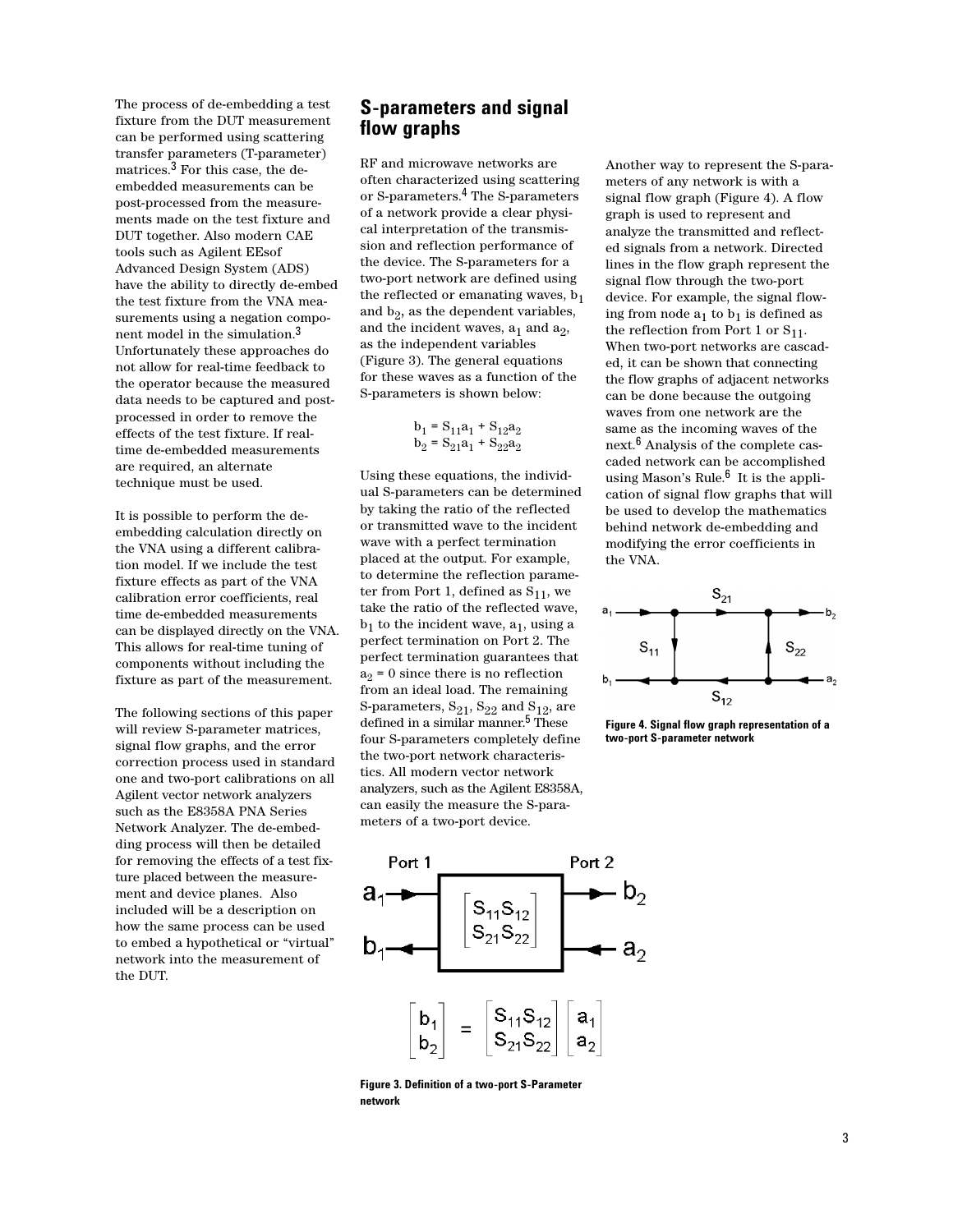The process of de-embedding a test fixture from the DUT measurement can be performed using scattering transfer parameters (T-parameter) matrices.[3] For this case, the de-embedded measurements can be post-processed from the measurements made on the test fixture and DUT together. Also modern CAE tools such as Agilent EEsof Advanced Design System (ADS) have the ability to directly de-embed the test fixture from the VNA measurements using a negation component model in the simulation.[3] Unfortunately these approaches do not allow for real-time feedback to the operator because the measured data needs to be captured and post-processed in order to remove the effects of the test fixture. If real-time de-embedded measurements are required, an alternate technique must be used.

It is possible to perform the de-embedding calculation directly on the VNA using a different calibration model. If we include the test fixture effects as part of the VNA calibration error coefficients, real time de-embedded measurements can be displayed directly on the VNA. This allows for real-time tuning of components without including the fixture as part of the measurement.

The following sections of this paper will review S-parameter matrices, signal flow graphs, and the error correction process used in standard one and two-port calibrations on all Agilent vector network analyzers such as the E8358A PNA Series Network Analyzer. The de-embedding process will then be detailed for removing the effects of a test fixture placed between the measurement and device planes. Also included will be a description on how the same process can be used to embed a hypothetical or "virtual" network into the measurement of the DUT.

## S-parameters and signal flow graphs

RF and microwave networks are often characterized using scattering or S-parameters.[4] The S-parameters of a network provide a clear physical interpretation of the transmission and reflection performance of the device. The S-parameters for a two-port network are defined using the reflected or emanating waves, $b_1$ and $b_2$, as the dependent variables, and the incident waves, $a_1$ and $a_2$, as the independent variables (Figure 3). The general equations for these waves as a function of the S-parameters is shown below:

$$b_1 = S_{11}a_1 + S_{12}a_2$$
$$b_2 = S_{21}a_1 + S_{22}a_2$$

Using these equations, the individual S-parameters can be determined by taking the ratio of the reflected or transmitted wave to the incident wave with a perfect termination placed at the output. For example, to determine the reflection parameter from Port 1, defined as $S_{11}$, we take the ratio of the reflected wave, $b_1$ to the incident wave, $a_1$, using a perfect termination on Port 2. The perfect termination guarantees that $a_2 = 0$ since there is no reflection from an ideal load. The remaining S-parameters, $S_{21}$, $S_{22}$ and $S_{12}$, are defined in a similar manner.[5] These four S-parameters completely define the two-port network characteristics. All modern vector network analyzers, such as the Agilent E8358A, can easily the measure the S-parameters of a two-port device.

$$\begin{bmatrix} b_1 \\ b_2 \end{bmatrix} = \begin{bmatrix} S_{11} & S_{12} \\ S_{21} & S_{22} \end{bmatrix} \begin{bmatrix} a_1 \\ a_2 \end{bmatrix}$$

**Figure 3. Definition of a two-port S-Parameter network**

Another way to represent the S-parameters of any network is with a signal flow graph (Figure 4). A flow graph is used to represent and analyze the transmitted and reflected signals from a network. Directed lines in the flow graph represent the signal flow through the two-port device. For example, the signal flowing from node $a_1$ to $b_1$ is defined as the reflection from Port 1 or $S_{11}$. When two-port networks are cascaded, it can be shown that connecting the flow graphs of adjacent networks can be done because the outgoing waves from one network are the same as the incoming waves of the next.[6] Analysis of the complete cascaded network can be accomplished using Mason's Rule.[6] It is the application of signal flow graphs that will be used to develop the mathematics behind network de-embedding and modifying the error coefficients in the VNA.

**Figure 4. Signal flow graph representation of a two-port S-parameter network**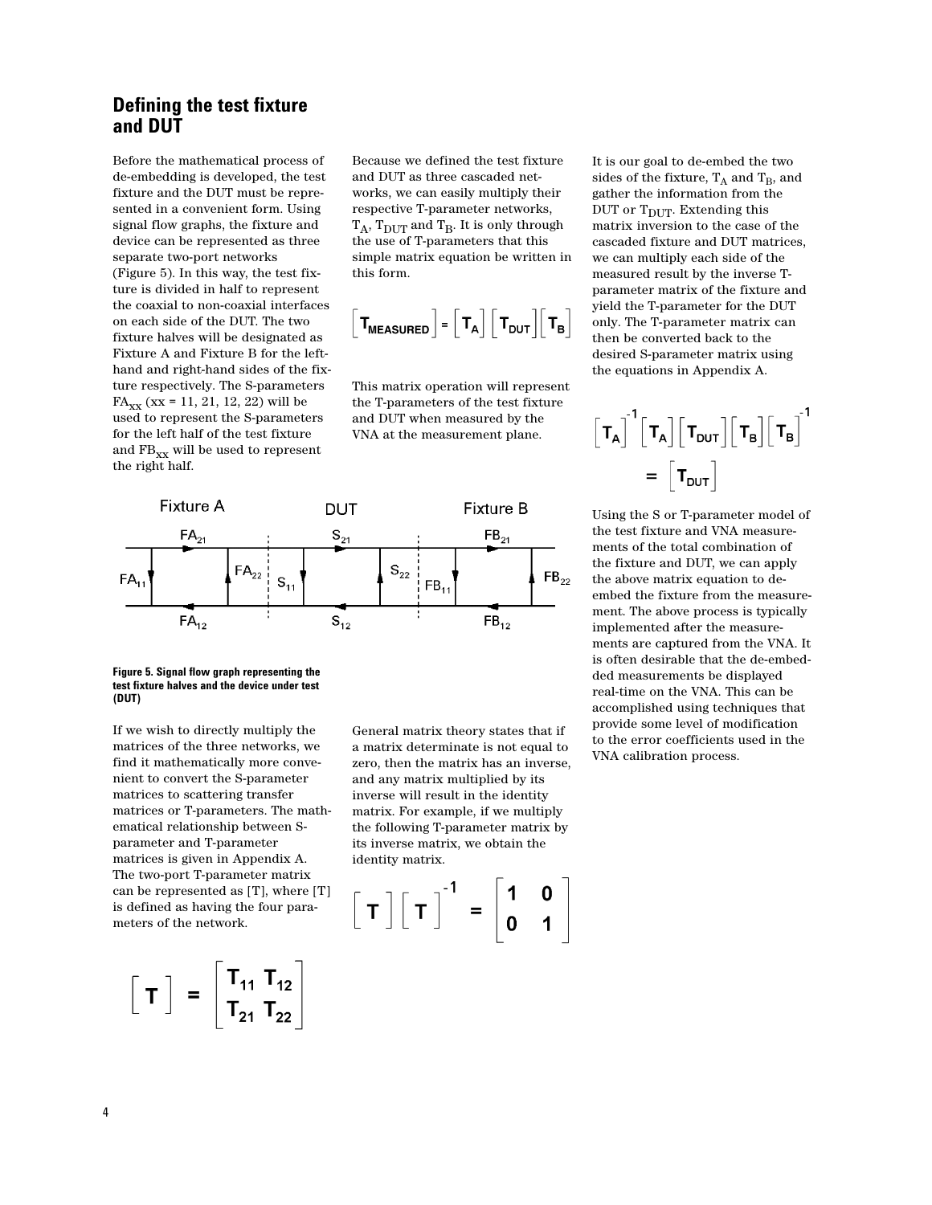## Defining the test fixture and DUT

Before the mathematical process of de-embedding is developed, the test fixture and the DUT must be represented in a convenient form. Using signal flow graphs, the fixture and device can be represented as three separate two-port networks (Figure 5). In this way, the test fixture is divided in half to represent the coaxial to non-coaxial interfaces on each side of the DUT. The two fixture halves will be designated as Fixture A and Fixture B for the left-hand and right-hand sides of the fixture respectively. The S-parameters $FA_{xx}$ (xx = 11, 21, 12, 22) will be used to represent the S-parameters for the left half of the test fixture and $FB_{xx}$ will be used to represent the right half.

Figure 5. Signal flow graph representing the test fixture halves and the device under test (DUT)

If we wish to directly multiply the matrices of the three networks, we find it mathematically more convenient to convert the S-parameter matrices to scattering transfer matrices or T-parameters. The mathematical relationship between S-parameter and T-parameter matrices is given in Appendix A. The two-port T-parameter matrix can be represented as [T], where [T] is defined as having the four parameters of the network.

$$\left[ T \right] = \begin{bmatrix} T_{11} & T_{12} \\ T_{21} & T_{22} \end{bmatrix}$$

Because we defined the test fixture and DUT as three cascaded networks, we can easily multiply their respective T-parameter networks, $T_A$, $T_{DUT}$ and $T_B$. It is only through the use of T-parameters that this simple matrix equation be written in this form.

$$\left[ T_{MEASURED} \right] = \left[ T_A \right] \left[ T_{DUT} \right] \left[ T_B \right]$$

This matrix operation will represent the T-parameters of the test fixture and DUT when measured by the VNA at the measurement plane.

General matrix theory states that if a matrix determinate is not equal to zero, then the matrix has an inverse, and any matrix multiplied by its inverse will result in the identity matrix. For example, if we multiply the following T-parameter matrix by its inverse matrix, we obtain the identity matrix.

$$\left[ T \right] \left[ T \right]^{-1} = \begin{bmatrix} 1 & 0 \\ 0 & 1 \end{bmatrix}$$

It is our goal to de-embed the two sides of the fixture, $T_A$ and $T_B$, and gather the information from the DUT or $T_{DUT}$. Extending this matrix inversion to the case of the cascaded fixture and DUT matrices, we can multiply each side of the measured result by the inverse T-parameter matrix of the fixture and yield the T-parameter for the DUT only. The T-parameter matrix can then be converted back to the desired S-parameter matrix using the equations in Appendix A.

$$\left[ T_A \right]^{-1} \left[ T_A \right] \left[ T_{DUT} \right] \left[ T_B \right] \left[ T_B \right]^{-1} = \left[ T_{DUT} \right]$$

Using the S or T-parameter model of the test fixture and VNA measurements of the total combination of the fixture and DUT, we can apply the above matrix equation to de-embed the fixture from the measurement. The above process is typically implemented after the measurements are captured from the VNA. It is often desirable that the de-embedded measurements be displayed real-time on the VNA. This can be accomplished using techniques that provide some level of modification to the error coefficients used in the VNA calibration process.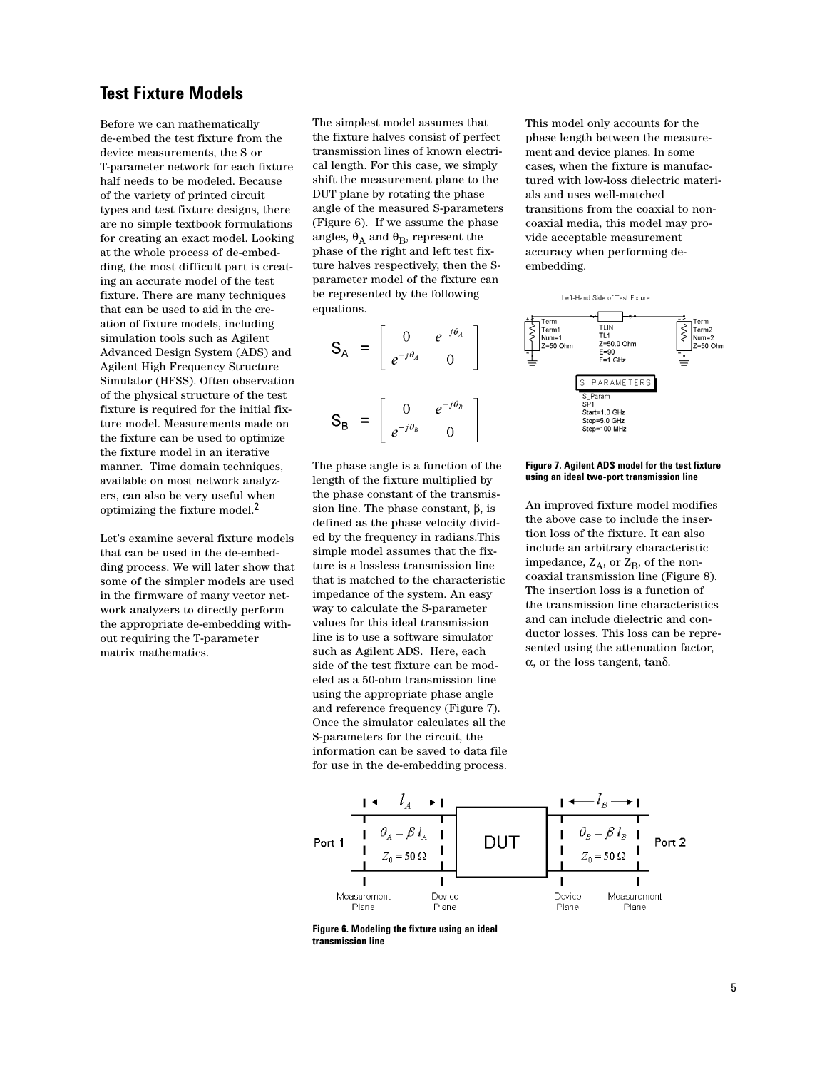## Test Fixture Models

Before we can mathematically de-embed the test fixture from the device measurements, the S or T-parameter network for each fixture half needs to be modeled. Because of the variety of printed circuit types and test fixture designs, there are no simple textbook formulations for creating an exact model. Looking at the whole process of de-embedding, the most difficult part is creating an accurate model of the test fixture. There are many techniques that can be used to aid in the creation of fixture models, including simulation tools such as Agilent Advanced Design System (ADS) and Agilent High Frequency Structure Simulator (HFSS). Often observation of the physical structure of the test fixture is required for the initial fixture model. Measurements made on the fixture can be used to optimize the fixture model in an iterative manner. Time domain techniques, available on most network analyzers, can also be very useful when optimizing the fixture model.[2]

Let's examine several fixture models that can be used in the de-embedding process. We will later show that some of the simpler models are used in the firmware of many vector network analyzers to directly perform the appropriate de-embedding without requiring the T-parameter matrix mathematics.

The simplest model assumes that the fixture halves consist of perfect transmission lines of known electrical length. For this case, we simply shift the measurement plane to the DUT plane by rotating the phase angle of the measured S-parameters (Figure 6). If we assume the phase angles, $\theta_A$ and $\theta_B$, represent the phase of the right and left test fixture halves respectively, then the S-parameter model of the fixture can be represented by the following equations.

$$S_A = \begin{bmatrix} 0 & e^{-j\theta_A} \\ e^{-j\theta_A} & 0 \end{bmatrix}$$

$$S_B = \begin{bmatrix} 0 & e^{-j\theta_B} \\ e^{-j\theta_B} & 0 \end{bmatrix}$$

The phase angle is a function of the length of the fixture multiplied by the phase constant of the transmission line. The phase constant, $\beta$, is defined as the phase velocity divided by the frequency in radians.This simple model assumes that the fixture is a lossless transmission line that is matched to the characteristic impedance of the system. An easy way to calculate the S-parameter values for this ideal transmission line is to use a software simulator such as Agilent ADS. Here, each side of the test fixture can be modeled as a 50-ohm transmission line using the appropriate phase angle and reference frequency (Figure 7). Once the simulator calculates all the S-parameters for the circuit, the information can be saved to data file for use in the de-embedding process.

This model only accounts for the phase length between the measurement and device planes. In some cases, when the fixture is manufactured with low-loss dielectric materials and uses well-matched transitions from the coaxial to non-coaxial media, this model may provide acceptable measurement accuracy when performing de-embedding.

Left-Hand Side of Test Fixture

Term Term1 Num=1 Z=50 Ohm | TLIN TL1 Z=50.0 Ohm E=90 F=1 GHz | Term Term2 Num=2 Z=50 Ohm

S PARAMETERS — S_Param SP1 Start=1.0 GHz Stop=5.0 GHz Step=100 MHz

**Figure 7. Agilent ADS model for the test fixture using an ideal two-port transmission line**

An improved fixture model modifies the above case to include the insertion loss of the fixture. It can also include an arbitrary characteristic impedance, $Z_A$, or $Z_B$, of the non-coaxial transmission line (Figure 8). The insertion loss is a function of the transmission line characteristics and can include dielectric and conductor losses. This loss can be represented using the attenuation factor, $\alpha$, or the loss tangent, $\tan\delta$.

Port 1 | $l_A$ | $\theta_A = \beta\, l_A$ | $Z_0 = 50\,\Omega$ | DUT | $l_B$ | $\theta_B = \beta\, l_B$ | $Z_0 = 50\,\Omega$ | Port 2

Measurement Plane | Device Plane | Device Plane | Measurement Plane

**Figure 6. Modeling the fixture using an ideal transmission line**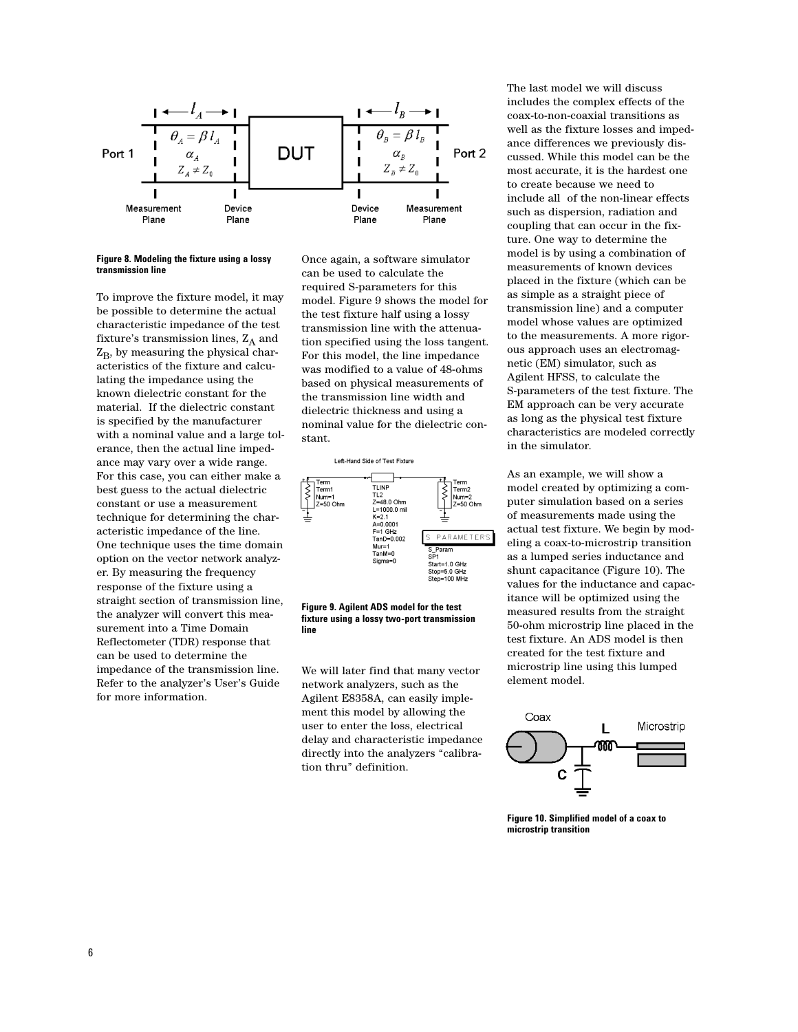**Figure 8. Modeling the fixture using a lossy transmission line**

To improve the fixture model, it may be possible to determine the actual characteristic impedance of the test fixture's transmission lines, $Z_A$ and $Z_B$, by measuring the physical characteristics of the fixture and calculating the impedance using the known dielectric constant for the material. If the dielectric constant is specified by the manufacturer with a nominal value and a large tolerance, then the actual line impedance may vary over a wide range. For this case, you can either make a best guess to the actual dielectric constant or use a measurement technique for determining the characteristic impedance of the line. One technique uses the time domain option on the vector network analyzer. By measuring the frequency response of the fixture using a straight section of transmission line, the analyzer will convert this measurement into a Time Domain Reflectometer (TDR) response that can be used to determine the impedance of the transmission line. Refer to the analyzer's User's Guide for more information.

Once again, a software simulator can be used to calculate the required S-parameters for this model. Figure 9 shows the model for the test fixture half using a lossy transmission line with the attenuation specified using the loss tangent. For this model, the line impedance was modified to a value of 48-ohms based on physical measurements of the transmission line width and dielectric thickness and using a nominal value for the dielectric constant.

**Figure 9. Agilent ADS model for the test fixture using a lossy two-port transmission line**

We will later find that many vector network analyzers, such as the Agilent E8358A, can easily implement this model by allowing the user to enter the loss, electrical delay and characteristic impedance directly into the analyzers "calibration thru" definition.

The last model we will discuss includes the complex effects of the coax-to-non-coaxial transitions as well as the fixture losses and impedance differences we previously discussed. While this model can be the most accurate, it is the hardest one to create because we need to include all of the non-linear effects such as dispersion, radiation and coupling that can occur in the fixture. One way to determine the model is by using a combination of measurements of known devices placed in the fixture (which can be as simple as a straight piece of transmission line) and a computer model whose values are optimized to the measurements. A more rigorous approach uses an electromagnetic (EM) simulator, such as Agilent HFSS, to calculate the S-parameters of the test fixture. The EM approach can be very accurate as long as the physical test fixture characteristics are modeled correctly in the simulator.

As an example, we will show a model created by optimizing a computer simulation based on a series of measurements made using the actual test fixture. We begin by modeling a coax-to-microstrip transition as a lumped series inductance and shunt capacitance (Figure 10). The values for the inductance and capacitance will be optimized using the measured results from the straight 50-ohm microstrip line placed in the test fixture. An ADS model is then created for the test fixture and microstrip line using this lumped element model.

**Figure 10. Simplified model of a coax to microstrip transition**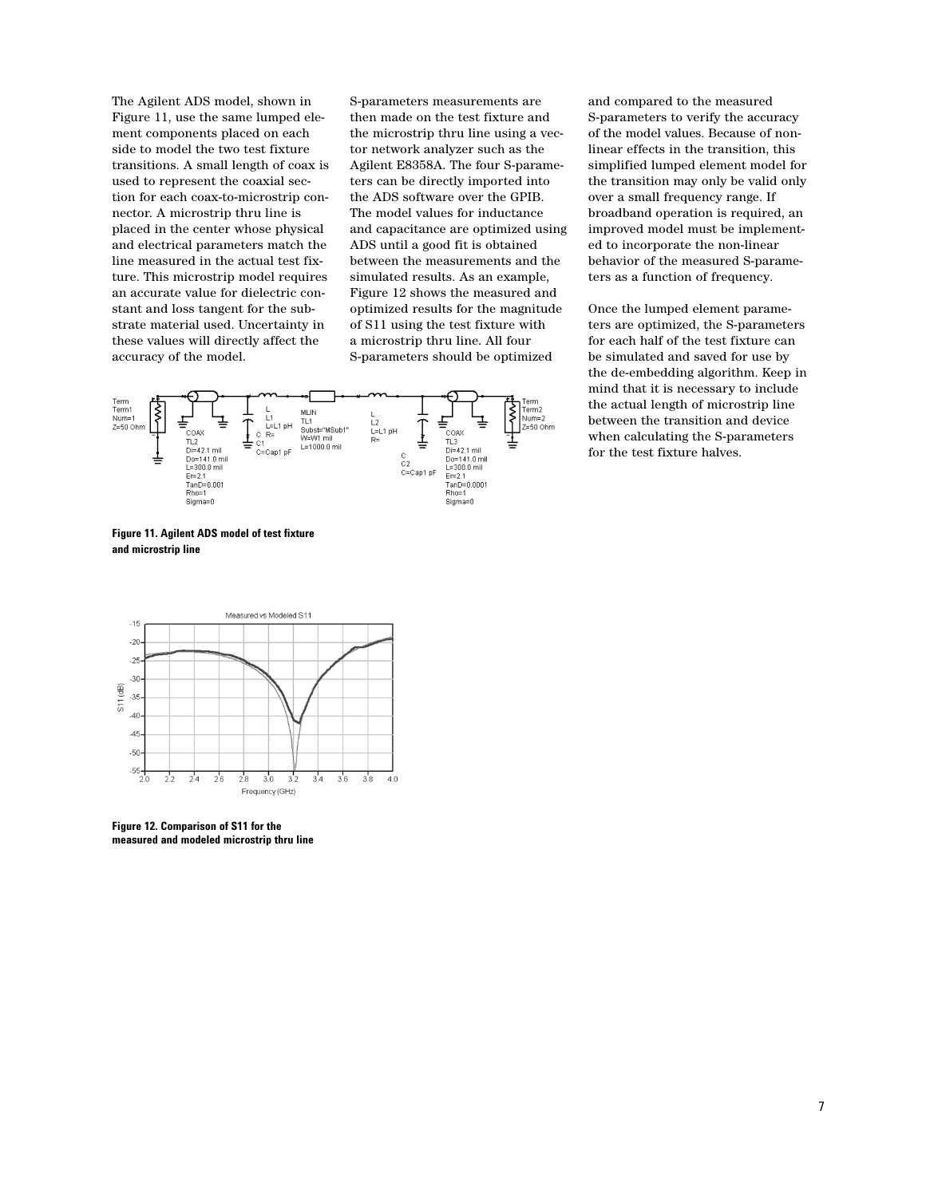The Agilent ADS model, shown in Figure 11, use the same lumped element components placed on each side to model the two test fixture transitions. A small length of coax is used to represent the coaxial section for each coax-to-microstrip connector. A microstrip thru line is placed in the center whose physical and electrical parameters match the line measured in the actual test fixture. This microstrip model requires an accurate value for dielectric constant and loss tangent for the substrate material used. Uncertainty in these values will directly affect the accuracy of the model.

S-parameters measurements are then made on the test fixture and the microstrip thru line using a vector network analyzer such as the Agilent E8358A. The four S-parameters can be directly imported into the ADS software over the GPIB. The model values for inductance and capacitance are optimized using ADS until a good fit is obtained between the measurements and the simulated results. As an example, Figure 12 shows the measured and optimized results for the magnitude of S11 using the test fixture with a microstrip thru line. All four S-parameters should be optimized and compared to the measured S-parameters to verify the accuracy of the model values. Because of non-linear effects in the transition, this simplified lumped element model for the transition may only be valid only over a small frequency range. If broadband operation is required, an improved model must be implemented to incorporate the non-linear behavior of the measured S-parameters as a function of frequency.

Once the lumped element parameters are optimized, the S-parameters for each half of the test fixture can be simulated and saved for use by the de-embedding algorithm. Keep in mind that it is necessary to include the actual length of microstrip line between the transition and device when calculating the S-parameters for the test fixture halves.

**Figure 11. Agilent ADS model of test fixture and microstrip line**

**Figure 12. Comparison of S11 for the measured and modeled microstrip thru line**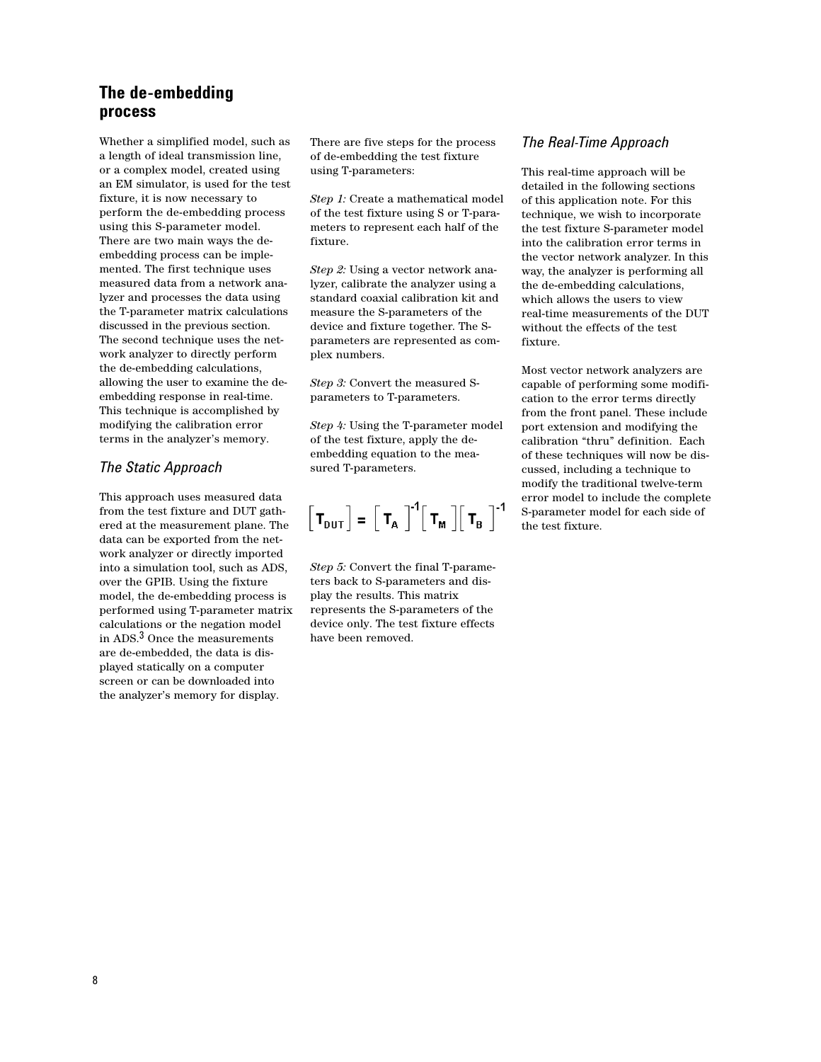## The de-embedding process

Whether a simplified model, such as a length of ideal transmission line, or a complex model, created using an EM simulator, is used for the test fixture, it is now necessary to perform the de-embedding process using this S-parameter model. There are two main ways the de-embedding process can be implemented. The first technique uses measured data from a network analyzer and processes the data using the T-parameter matrix calculations discussed in the previous section. The second technique uses the network analyzer to directly perform the de-embedding calculations, allowing the user to examine the de-embedding response in real-time. This technique is accomplished by modifying the calibration error terms in the analyzer's memory.

### *The Static Approach*

This approach uses measured data from the test fixture and DUT gathered at the measurement plane. The data can be exported from the network analyzer or directly imported into a simulation tool, such as ADS, over the GPIB. Using the fixture model, the de-embedding process is performed using T-parameter matrix calculations or the negation model in ADS.[3] Once the measurements are de-embedded, the data is displayed statically on a computer screen or can be downloaded into the analyzer's memory for display.

There are five steps for the process of de-embedding the test fixture using T-parameters:

*Step 1:* Create a mathematical model of the test fixture using S or T-parameters to represent each half of the fixture.

*Step 2:* Using a vector network analyzer, calibrate the analyzer using a standard coaxial calibration kit and measure the S-parameters of the device and fixture together. The S-parameters are represented as complex numbers.

*Step 3:* Convert the measured S-parameters to T-parameters.

*Step 4:* Using the T-parameter model of the test fixture, apply the de-embedding equation to the measured T-parameters.

$$\left[T_{DUT}\right] = \left[T_A\right]^{-1}\left[T_M\right]\left[T_B\right]^{-1}$$

*Step 5:* Convert the final T-parameters back to S-parameters and display the results. This matrix represents the S-parameters of the device only. The test fixture effects have been removed.

### *The Real-Time Approach*

This real-time approach will be detailed in the following sections of this application note. For this technique, we wish to incorporate the test fixture S-parameter model into the calibration error terms in the vector network analyzer. In this way, the analyzer is performing all the de-embedding calculations, which allows the users to view real-time measurements of the DUT without the effects of the test fixture.

Most vector network analyzers are capable of performing some modification to the error terms directly from the front panel. These include port extension and modifying the calibration "thru" definition. Each of these techniques will now be discussed, including a technique to modify the traditional twelve-term error model to include the complete S-parameter model for each side of the test fixture.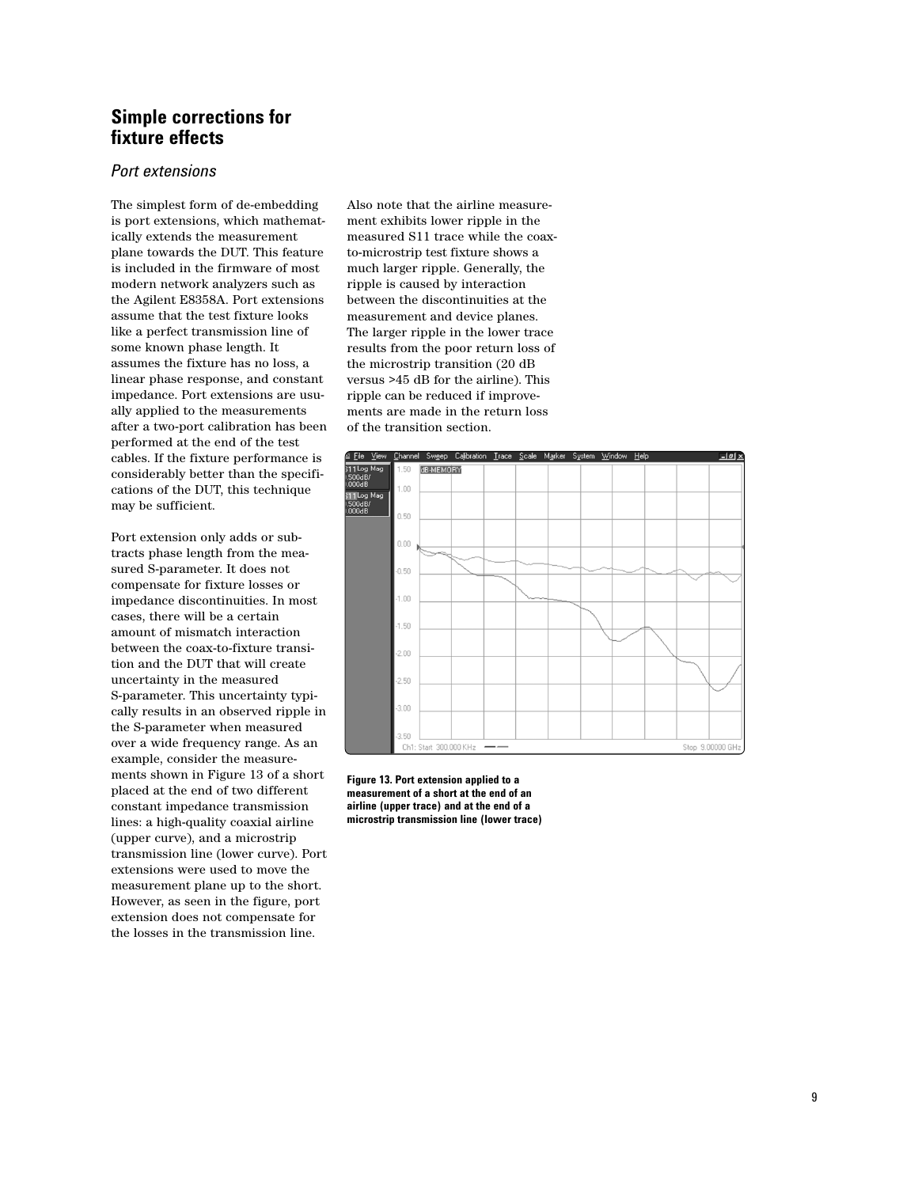## Simple corrections for fixture effects

### *Port extensions*

The simplest form of de-embedding is port extensions, which mathematically extends the measurement plane towards the DUT. This feature is included in the firmware of most modern network analyzers such as the Agilent E8358A. Port extensions assume that the test fixture looks like a perfect transmission line of some known phase length. It assumes the fixture has no loss, a linear phase response, and constant impedance. Port extensions are usually applied to the measurements after a two-port calibration has been performed at the end of the test cables. If the fixture performance is considerably better than the specifications of the DUT, this technique may be sufficient.

Port extension only adds or subtracts phase length from the measured S-parameter. It does not compensate for fixture losses or impedance discontinuities. In most cases, there will be a certain amount of mismatch interaction between the coax-to-fixture transition and the DUT that will create uncertainty in the measured S-parameter. This uncertainty typically results in an observed ripple in the S-parameter when measured over a wide frequency range. As an example, consider the measurements shown in Figure 13 of a short placed at the end of two different constant impedance transmission lines: a high-quality coaxial airline (upper curve), and a microstrip transmission line (lower curve). Port extensions were used to move the measurement plane up to the short. However, as seen in the figure, port extension does not compensate for the losses in the transmission line.

Also note that the airline measurement exhibits lower ripple in the measured S11 trace while the coax-to-microstrip test fixture shows a much larger ripple. Generally, the ripple is caused by interaction between the discontinuities at the measurement and device planes. The larger ripple in the lower trace results from the poor return loss of the microstrip transition (20 dB versus >45 dB for the airline). This ripple can be reduced if improvements are made in the return loss of the transition section.

**Figure 13. Port extension applied to a measurement of a short at the end of an airline (upper trace) and at the end of a microstrip transmission line (lower trace)**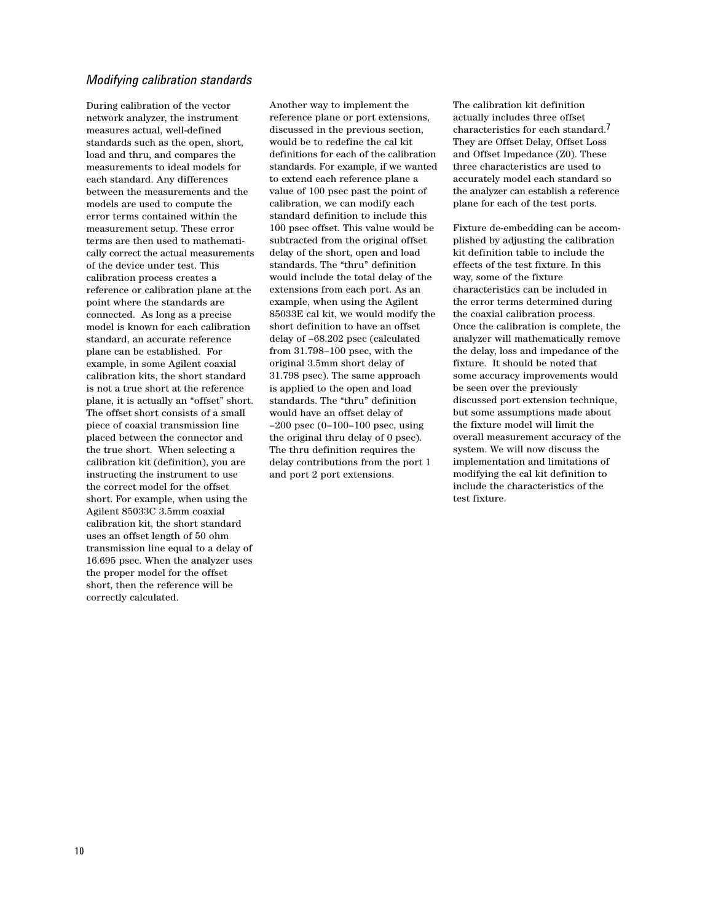### *Modifying calibration standards*

During calibration of the vector network analyzer, the instrument measures actual, well-defined standards such as the open, short, load and thru, and compares the measurements to ideal models for each standard. Any differences between the measurements and the models are used to compute the error terms contained within the measurement setup. These error terms are then used to mathematically correct the actual measurements of the device under test. This calibration process creates a reference or calibration plane at the point where the standards are connected. As long as a precise model is known for each calibration standard, an accurate reference plane can be established. For example, in some Agilent coaxial calibration kits, the short standard is not a true short at the reference plane, it is actually an "offset" short. The offset short consists of a small piece of coaxial transmission line placed between the connector and the true short. When selecting a calibration kit (definition), you are instructing the instrument to use the correct model for the offset short. For example, when using the Agilent 85033C 3.5mm coaxial calibration kit, the short standard uses an offset length of 50 ohm transmission line equal to a delay of 16.695 psec. When the analyzer uses the proper model for the offset short, then the reference will be correctly calculated.

Another way to implement the reference plane or port extensions, discussed in the previous section, would be to redefine the cal kit definitions for each of the calibration standards. For example, if we wanted to extend each reference plane a value of 100 psec past the point of calibration, we can modify each standard definition to include this 100 psec offset. This value would be subtracted from the original offset delay of the short, open and load standards. The "thru" definition would include the total delay of the extensions from each port. As an example, when using the Agilent 85033E cal kit, we would modify the short definition to have an offset delay of –68.202 psec (calculated from 31.798–100 psec, with the original 3.5mm short delay of 31.798 psec). The same approach is applied to the open and load standards. The "thru" definition would have an offset delay of –200 psec (0–100–100 psec, using the original thru delay of 0 psec). The thru definition requires the delay contributions from the port 1 and port 2 port extensions.

The calibration kit definition actually includes three offset characteristics for each standard.[7] They are Offset Delay, Offset Loss and Offset Impedance (Z0). These three characteristics are used to accurately model each standard so the analyzer can establish a reference plane for each of the test ports.

Fixture de-embedding can be accomplished by adjusting the calibration kit definition table to include the effects of the test fixture. In this way, some of the fixture characteristics can be included in the error terms determined during the coaxial calibration process. Once the calibration is complete, the analyzer will mathematically remove the delay, loss and impedance of the fixture. It should be noted that some accuracy improvements would be seen over the previously discussed port extension technique, but some assumptions made about the fixture model will limit the overall measurement accuracy of the system. We will now discuss the implementation and limitations of modifying the cal kit definition to include the characteristics of the test fixture.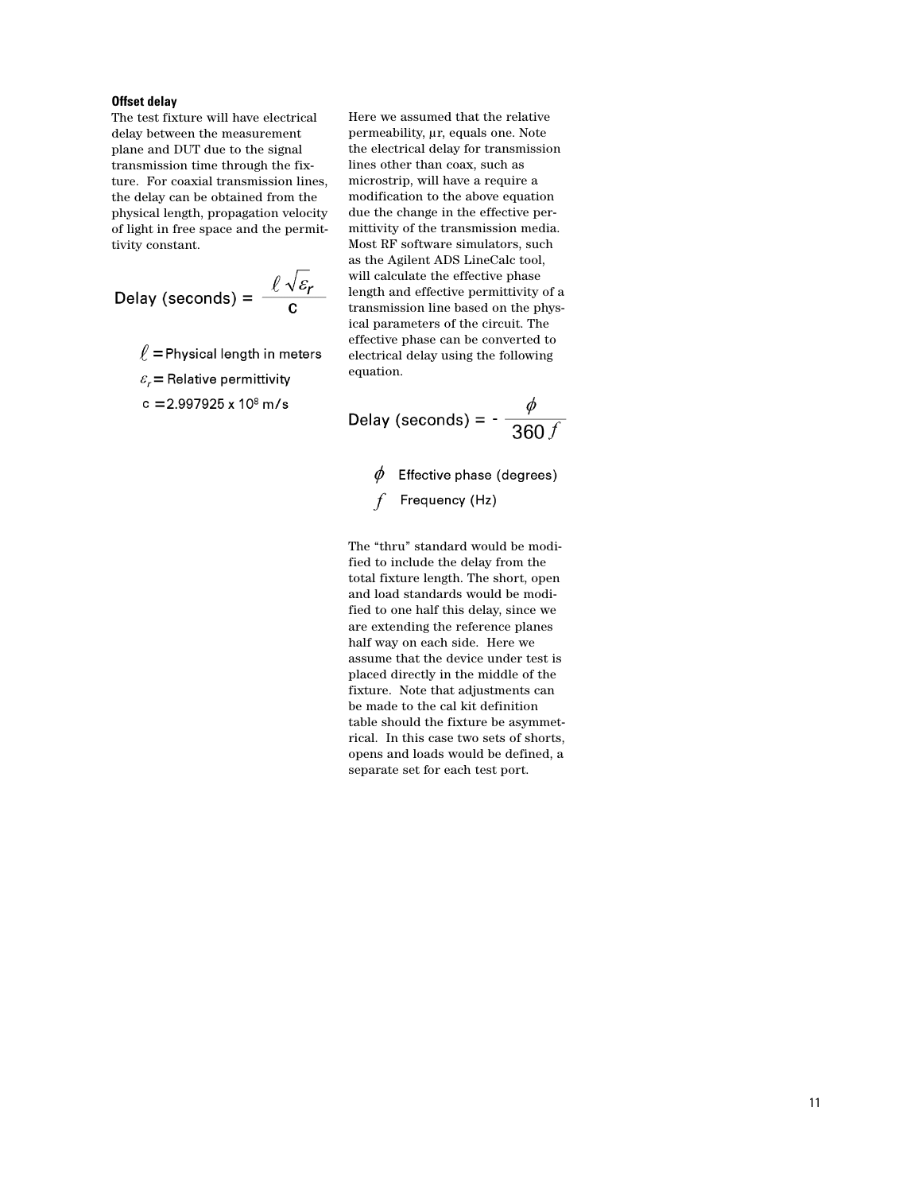### Offset delay

The test fixture will have electrical delay between the measurement plane and DUT due to the signal transmission time through the fixture. For coaxial transmission lines, the delay can be obtained from the physical length, propagation velocity of light in free space and the permittivity constant.

$$\text{Delay (seconds)} = \frac{\ell \sqrt{\varepsilon_r}}{c}$$

$\ell$ = Physical length in meters

$\varepsilon_r$ = Relative permittivity

c = $2.997925 \times 10^8$ m/s

Here we assumed that the relative permeability, μr, equals one. Note the electrical delay for transmission lines other than coax, such as microstrip, will have a require a modification to the above equation due the change in the effective permittivity of the transmission media. Most RF software simulators, such as the Agilent ADS LineCalc tool, will calculate the effective phase length and effective permittivity of a transmission line based on the physical parameters of the circuit. The effective phase can be converted to electrical delay using the following equation.

$$\text{Delay (seconds)} = -\frac{\phi}{360 f}$$

$\phi$ Effective phase (degrees)

$f$ Frequency (Hz)

The "thru" standard would be modified to include the delay from the total fixture length. The short, open and load standards would be modified to one half this delay, since we are extending the reference planes half way on each side. Here we assume that the device under test is placed directly in the middle of the fixture. Note that adjustments can be made to the cal kit definition table should the fixture be asymmetrical. In this case two sets of shorts, opens and loads would be defined, a separate set for each test port.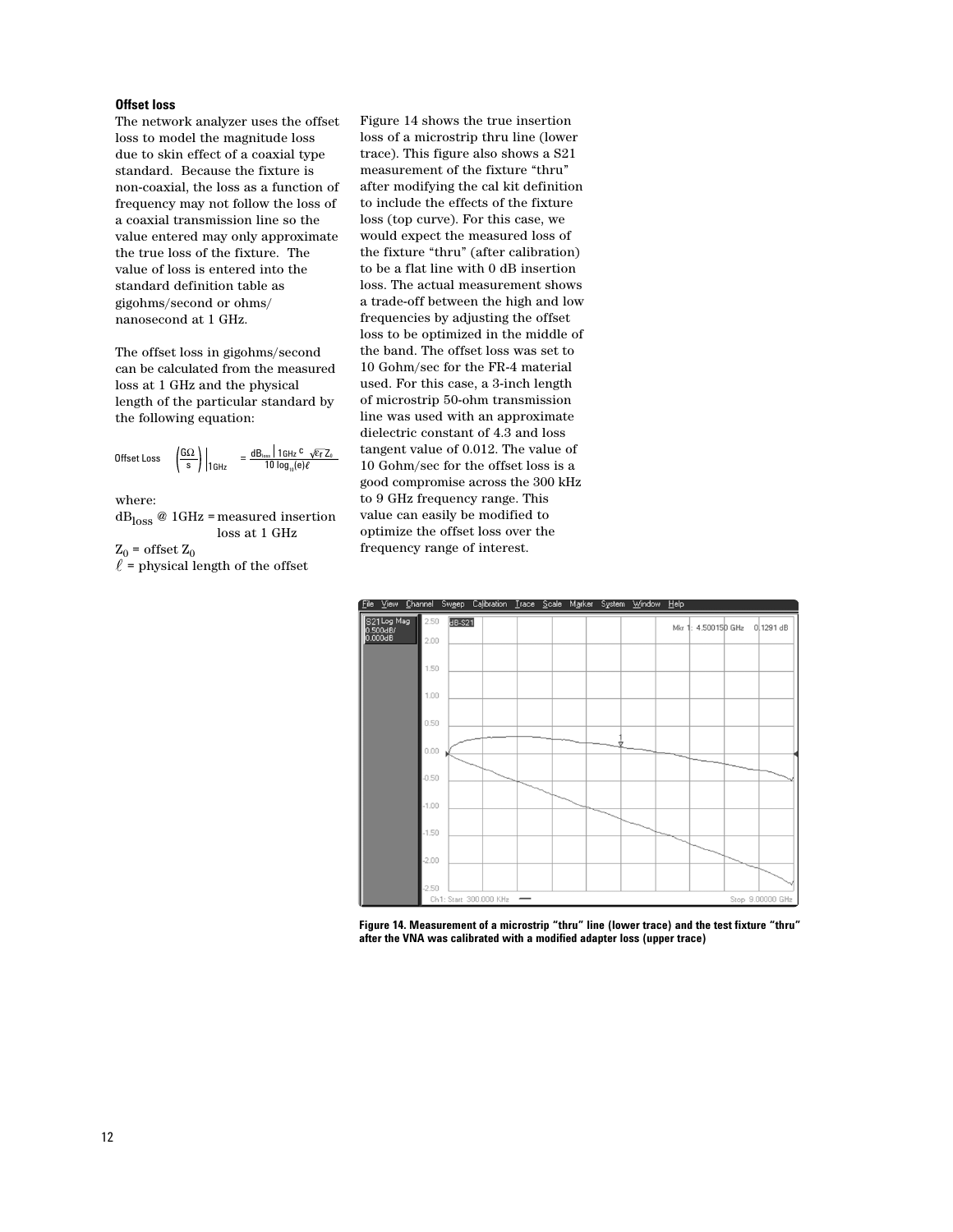### Offset loss

The network analyzer uses the offset loss to model the magnitude loss due to skin effect of a coaxial type standard. Because the fixture is non-coaxial, the loss as a function of frequency may not follow the loss of a coaxial transmission line so the value entered may only approximate the true loss of the fixture. The value of loss is entered into the standard definition table as gigohms/second or ohms/nanosecond at 1 GHz.

The offset loss in gigohms/second can be calculated from the measured loss at 1 GHz and the physical length of the particular standard by the following equation:

$$\text{Offset Loss}\left(\frac{G\Omega}{s}\right)\Bigg|_{1\text{GHz}} = \frac{dB_{loss}\big|_{1\text{GHz}}\, c\, \sqrt{\varepsilon_r}\, Z_0}{10\log_{10}(e)\,\ell}$$

where:

$dB_{loss}$ @ 1GHz = measured insertion loss at 1 GHz

$Z_0$ = offset $Z_0$

$\ell$ = physical length of the offset

Figure 14 shows the true insertion loss of a microstrip thru line (lower trace). This figure also shows a S21 measurement of the fixture "thru" after modifying the cal kit definition to include the effects of the fixture loss (top curve). For this case, we would expect the measured loss of the fixture "thru" (after calibration) to be a flat line with 0 dB insertion loss. The actual measurement shows a trade-off between the high and low frequencies by adjusting the offset loss to be optimized in the middle of the band. The offset loss was set to 10 Gohm/sec for the FR-4 material used. For this case, a 3-inch length of microstrip 50-ohm transmission line was used with an approximate dielectric constant of 4.3 and loss tangent value of 0.012. The value of 10 Gohm/sec for the offset loss is a good compromise across the 300 kHz to 9 GHz frequency range. This value can easily be modified to optimize the offset loss over the frequency range of interest.

**Figure 14. Measurement of a microstrip "thru" line (lower trace) and the test fixture "thru" after the VNA was calibrated with a modified adapter loss (upper trace)**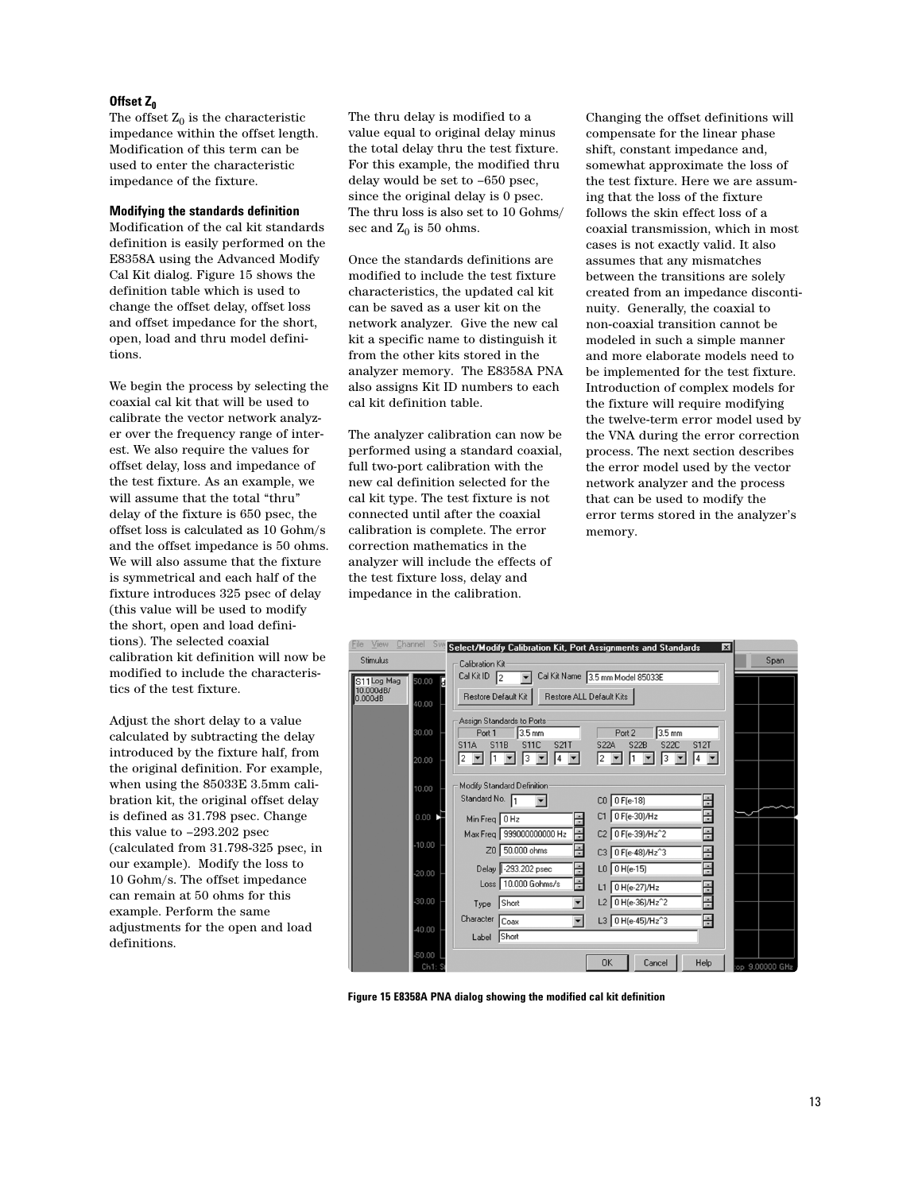### Offset $Z_0$

The offset $Z_0$ is the characteristic impedance within the offset length. Modification of this term can be used to enter the characteristic impedance of the fixture.

### Modifying the standards definition

Modification of the cal kit standards definition is easily performed on the E8358A using the Advanced Modify Cal Kit dialog. Figure 15 shows the definition table which is used to change the offset delay, offset loss and offset impedance for the short, open, load and thru model definitions.

We begin the process by selecting the coaxial cal kit that will be used to calibrate the vector network analyzer over the frequency range of interest. We also require the values for offset delay, loss and impedance of the test fixture. As an example, we will assume that the total "thru" delay of the fixture is 650 psec, the offset loss is calculated as 10 Gohm/s and the offset impedance is 50 ohms. We will also assume that the fixture is symmetrical and each half of the fixture introduces 325 psec of delay (this value will be used to modify the short, open and load definitions). The selected coaxial calibration kit definition will now be modified to include the characteristics of the test fixture.

Adjust the short delay to a value calculated by subtracting the delay introduced by the fixture half, from the original definition. For example, when using the 85033E 3.5mm calibration kit, the original offset delay is defined as 31.798 psec. Change this value to –293.202 psec (calculated from 31.798-325 psec, in our example). Modify the loss to 10 Gohm/s. The offset impedance can remain at 50 ohms for this example. Perform the same adjustments for the open and load definitions.

The thru delay is modified to a value equal to original delay minus the total delay thru the test fixture. For this example, the modified thru delay would be set to –650 psec, since the original delay is 0 psec. The thru loss is also set to 10 Gohms/sec and $Z_0$ is 50 ohms.

Once the standards definitions are modified to include the test fixture characteristics, the updated cal kit can be saved as a user kit on the network analyzer. Give the new cal kit a specific name to distinguish it from the other kits stored in the analyzer memory. The E8358A PNA also assigns Kit ID numbers to each cal kit definition table.

The analyzer calibration can now be performed using a standard coaxial, full two-port calibration with the new cal definition selected for the cal kit type. The test fixture is not connected until after the coaxial calibration is complete. The error correction mathematics in the analyzer will include the effects of the test fixture loss, delay and impedance in the calibration.

Changing the offset definitions will compensate for the linear phase shift, constant impedance and, somewhat approximate the loss of the test fixture. Here we are assuming that the loss of the fixture follows the skin effect loss of a coaxial transmission, which in most cases is not exactly valid. It also assumes that any mismatches between the transitions are solely created from an impedance discontinuity. Generally, the coaxial to non-coaxial transition cannot be modeled in such a simple manner and more elaborate models need to be implemented for the test fixture. Introduction of complex models for the fixture will require modifying the twelve-term error model used by the VNA during the error correction process. The next section describes the error model used by the vector network analyzer and the process that can be used to modify the error terms stored in the analyzer's memory.

**Figure 15 E8358A PNA dialog showing the modified cal kit definition**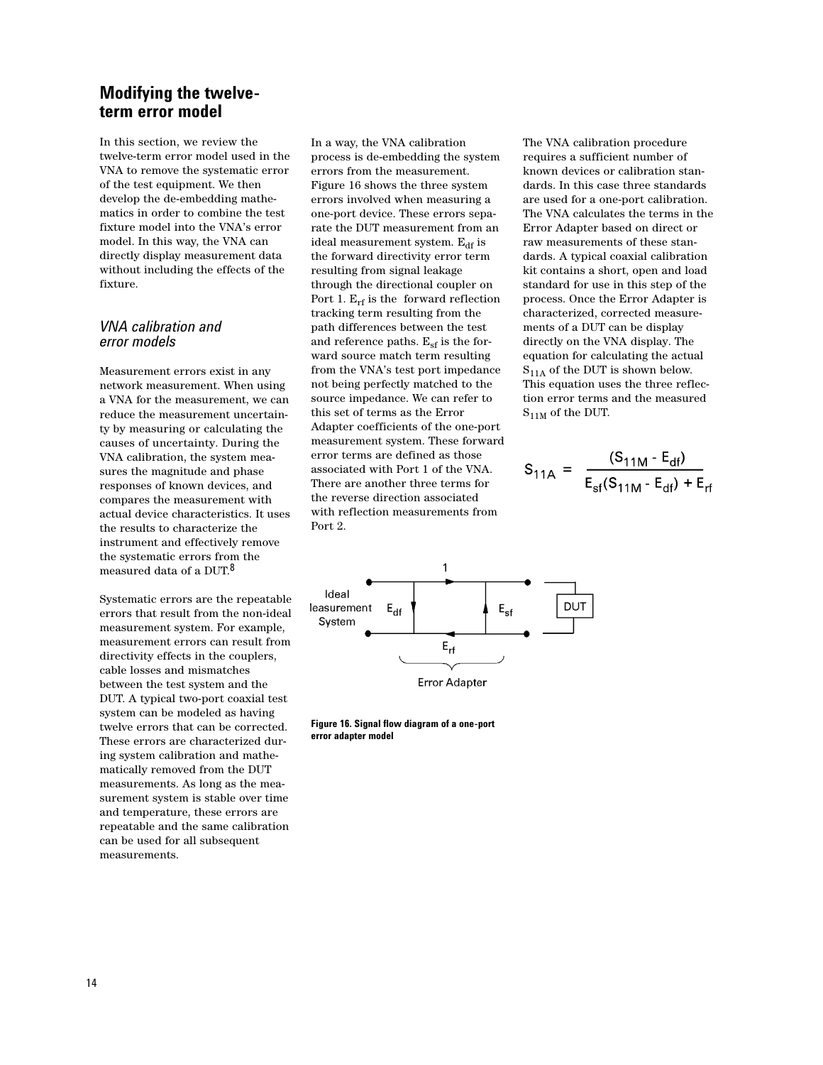## Modifying the twelve-term error model

In this section, we review the twelve-term error model used in the VNA to remove the systematic error of the test equipment. We then develop the de-embedding mathematics in order to combine the test fixture model into the VNA's error model. In this way, the VNA can directly display measurement data without including the effects of the fixture.

### *VNA calibration and error models*

Measurement errors exist in any network measurement. When using a VNA for the measurement, we can reduce the measurement uncertainty by measuring or calculating the causes of uncertainty. During the VNA calibration, the system measures the magnitude and phase responses of known devices, and compares the measurement with actual device characteristics. It uses the results to characterize the instrument and effectively remove the systematic errors from the measured data of a DUT.[8]

Systematic errors are the repeatable errors that result from the non-ideal measurement system. For example, measurement errors can result from directivity effects in the couplers, cable losses and mismatches between the test system and the DUT. A typical two-port coaxial test system can be modeled as having twelve errors that can be corrected. These errors are characterized during system calibration and mathematically removed from the DUT measurements. As long as the measurement system is stable over time and temperature, these errors are repeatable and the same calibration can be used for all subsequent measurements.

In a way, the VNA calibration process is de-embedding the system errors from the measurement. Figure 16 shows the three system errors involved when measuring a one-port device. These errors separate the DUT measurement from an ideal measurement system. $E_{df}$ is the forward directivity error term resulting from signal leakage through the directional coupler on Port 1. $E_{rf}$ is the forward reflection tracking term resulting from the path differences between the test and reference paths. $E_{sf}$ is the forward source match term resulting from the VNA's test port impedance not being perfectly matched to the source impedance. We can refer to this set of terms as the Error Adapter coefficients of the one-port measurement system. These forward error terms are defined as those associated with Port 1 of the VNA. There are another three terms for the reverse direction associated with reflection measurements from Port 2.

The VNA calibration procedure requires a sufficient number of known devices or calibration standards. In this case three standards are used for a one-port calibration. The VNA calculates the terms in the Error Adapter based on direct or raw measurements of these standards. A typical coaxial calibration kit contains a short, open and load standard for use in this step of the process. Once the Error Adapter is characterized, corrected measurements of a DUT can be display directly on the VNA display. The equation for calculating the actual $S_{11A}$ of the DUT is shown below. This equation uses the three reflection error terms and the measured $S_{11M}$ of the DUT.

$$S_{11A} = \frac{(S_{11M} - E_{df})}{E_{sf}(S_{11M} - E_{df}) + E_{rf}}$$

Ideal Measurement System | $E_{df}$ | 1 | $E_{sf}$ | $E_{rf}$ | DUT | Error Adapter

**Figure 16. Signal flow diagram of a one-port error adapter model**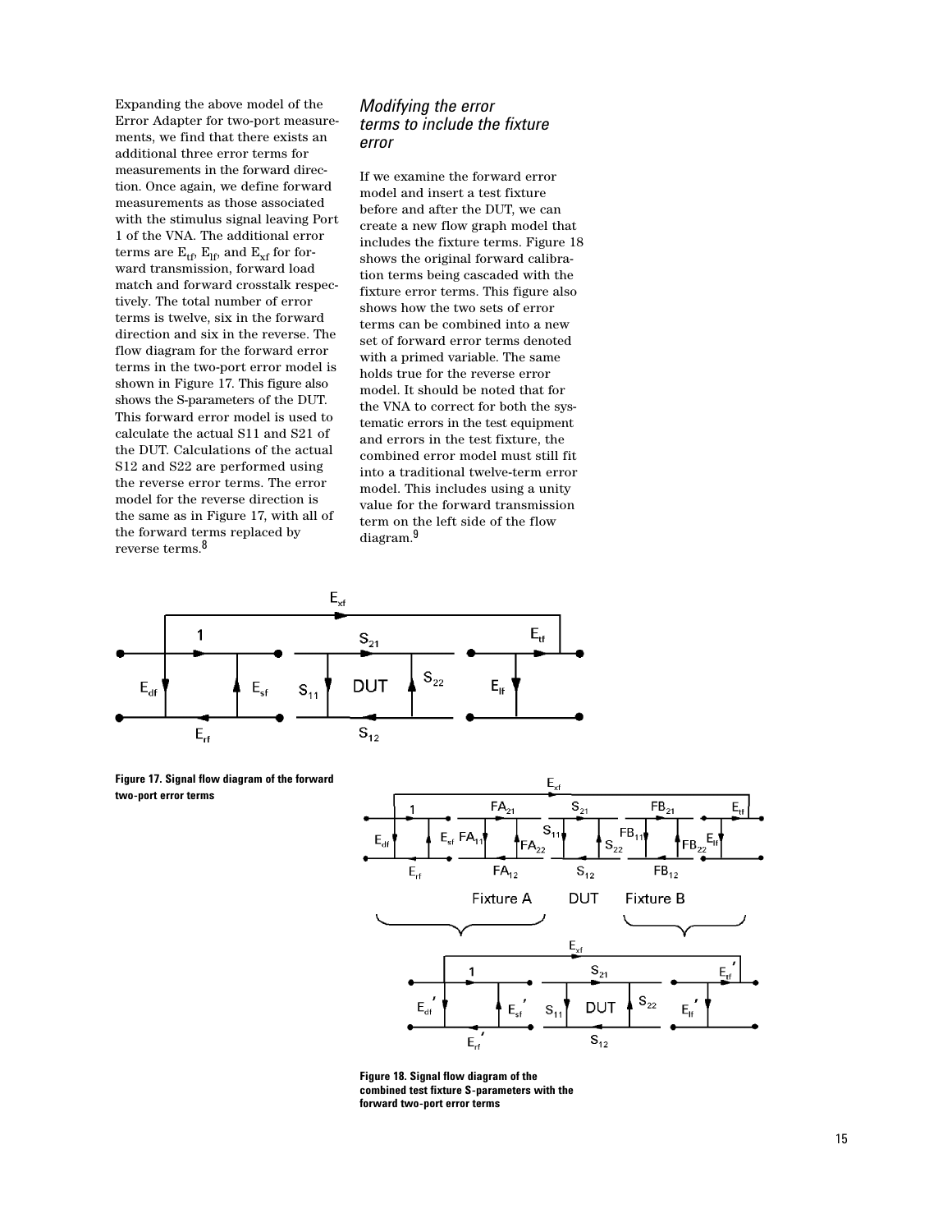Expanding the above model of the Error Adapter for two-port measurements, we find that there exists an additional three error terms for measurements in the forward direction. Once again, we define forward measurements as those associated with the stimulus signal leaving Port 1 of the VNA. The additional error terms are $E_{tf}$, $E_{lf}$, and $E_{xf}$ for forward transmission, forward load match and forward crosstalk respectively. The total number of error terms is twelve, six in the forward direction and six in the reverse. The flow diagram for the forward error terms in the two-port error model is shown in Figure 17. This figure also shows the S-parameters of the DUT. This forward error model is used to calculate the actual S11 and S21 of the DUT. Calculations of the actual S12 and S22 are performed using the reverse error terms. The error model for the reverse direction is the same as in Figure 17, with all of the forward terms replaced by reverse terms.[8]

### *Modifying the error terms to include the fixture error*

If we examine the forward error model and insert a test fixture before and after the DUT, we can create a new flow graph model that includes the fixture terms. Figure 18 shows the original forward calibration terms being cascaded with the fixture error terms. This figure also shows how the two sets of error terms can be combined into a new set of forward error terms denoted with a primed variable. The same holds true for the reverse error model. It should be noted that for the VNA to correct for both the systematic errors in the test equipment and errors in the test fixture, the combined error model must still fit into a traditional twelve-term error model. This includes using a unity value for the forward transmission term on the left side of the flow diagram.[9]

**Figure 17. Signal flow diagram of the forward two-port error terms**

**Figure 18. Signal flow diagram of the combined test fixture S-parameters with the forward two-port error terms**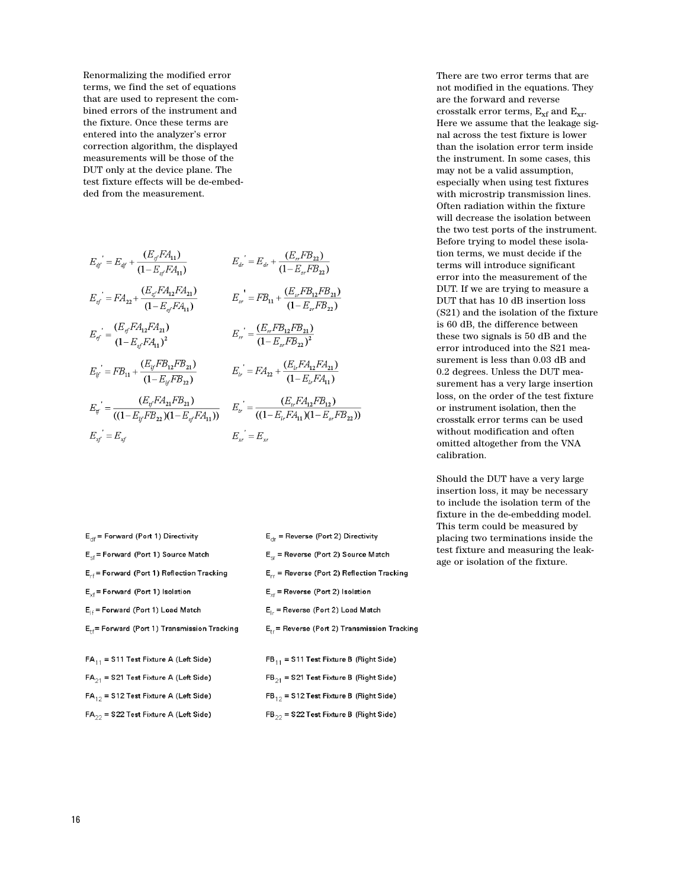Renormalizing the modified error terms, we find the set of equations that are used to represent the combined errors of the instrument and the fixture. Once these terms are entered into the analyzer's error correction algorithm, the displayed measurements will be those of the DUT only at the device plane. The test fixture effects will be de-embedded from the measurement.

$$E_{df}' = E_{df} + \frac{(E_{rf}FA_{11})}{(1-E_{sf}FA_{11})} \qquad E_{dr}' = E_{dr} + \frac{(E_{rr}FB_{22})}{(1-E_{sr}FB_{22})}$$

$$E_{sf}' = FA_{22} + \frac{(E_{sf}FA_{12}FA_{21})}{(1-E_{sf}FA_{11})} \qquad E_{sr}' = FB_{11} + \frac{(E_{sr}FB_{12}FB_{21})}{(1-E_{sr}FB_{22})}$$

$$E_{rf}' = \frac{(E_{rf}FA_{12}FA_{21})}{(1-E_{sf}FA_{11})^2} \qquad E_{rr}' = \frac{(E_{rr}FB_{12}FB_{21})}{(1-E_{sr}FB_{22})^2}$$

$$E_{lf}' = FB_{11} + \frac{(E_{lf}FB_{12}FB_{21})}{(1-E_{lf}FB_{22})} \qquad E_{lr}' = FA_{22} + \frac{(E_{lr}FA_{12}FA_{21})}{(1-E_{lr}FA_{11})}$$

$$E_{tf}' = \frac{(E_{tf}FA_{21}FB_{21})}{((1-E_{lf}FB_{22})(1-E_{sf}FA_{11}))} \qquad E_{tr}' = \frac{(E_{tr}FA_{12}FB_{12})}{((1-E_{lr}FA_{11})(1-E_{sr}FB_{22}))}$$

$$E_{xf}' = E_{xf} \qquad E_{xr}' = E_{xr}$$

$E_{df}$ = Forward (Port 1) Directivity | $E_{dr}$ = Reverse (Port 2) Directivity

$E_{sf}$ = Forward (Port 1) Source Match | $E_{sr}$ = Reverse (Port 2) Source Match

$E_{rf}$ = Forward (Port 1) Reflection Tracking | $E_{rr}$ = Reverse (Port 2) Reflection Tracking

$E_{xf}$ = Forward (Port 1) Isolation | $E_{xr}$ = Reverse (Port 2) Isolation

$E_{lf}$ = Forward (Port 1) Load Match | $E_{lr}$ = Reverse (Port 2) Load Match

$E_{tf}$ = Forward (Port 1) Transmission Tracking | $E_{tr}$ = Reverse (Port 2) Transmission Tracking

$FA_{11}$ = S11 Test Fixture A (Left Side) | $FB_{11}$ = S11 Test Fixture B (Right Side)

$FA_{21}$ = S21 Test Fixture A (Left Side) | $FB_{21}$ = S21 Test Fixture B (Right Side)

$FA_{12}$ = S12 Test Fixture A (Left Side) | $FB_{12}$ = S12 Test Fixture B (Right Side)

$FA_{22}$ = S22 Test Fixture A (Left Side) | $FB_{22}$ = S22 Test Fixture B (Right Side)

There are two error terms that are not modified in the equations. They are the forward and reverse crosstalk error terms, $E_{xf}$ and $E_{xr}$. Here we assume that the leakage signal across the test fixture is lower than the isolation error term inside the instrument. In some cases, this may not be a valid assumption, especially when using test fixtures with microstrip transmission lines. Often radiation within the fixture will decrease the isolation between the two test ports of the instrument. Before trying to model these isolation terms, we must decide if the terms will introduce significant error into the measurement of the DUT. If we are trying to measure a DUT that has 10 dB insertion loss (S21) and the isolation of the fixture is 60 dB, the difference between these two signals is 50 dB and the error introduced into the S21 measurement is less than 0.03 dB and 0.2 degrees. Unless the DUT measurement has a very large insertion loss, on the order of the test fixture or instrument isolation, then the crosstalk error terms can be used without modification and often omitted altogether from the VNA calibration.

Should the DUT have a very large insertion loss, it may be necessary to include the isolation term of the fixture in the de-embedding model. This term could be measured by placing two terminations inside the test fixture and measuring the leakage or isolation of the fixture.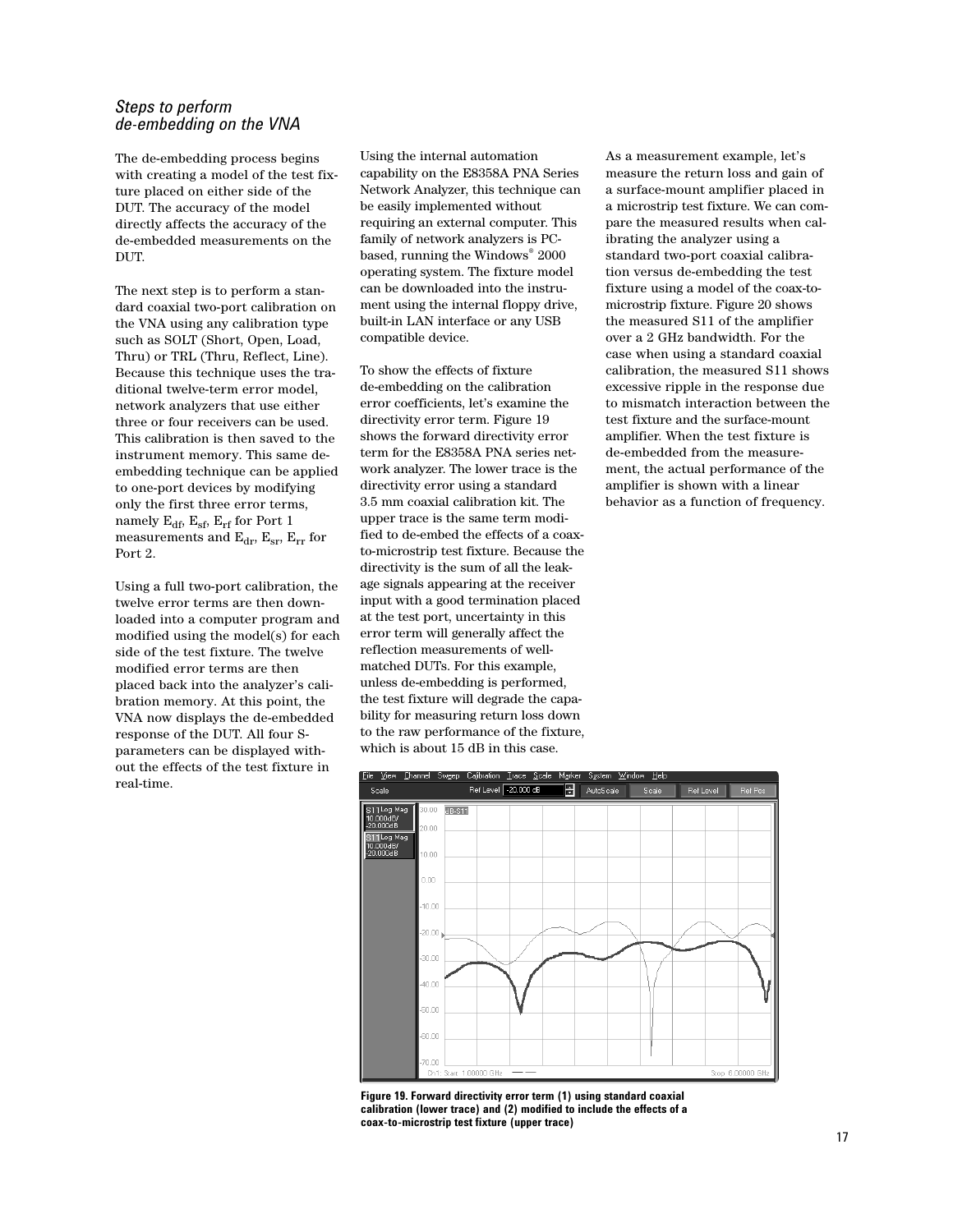### *Steps to perform de-embedding on the VNA*

The de-embedding process begins with creating a model of the test fixture placed on either side of the DUT. The accuracy of the model directly affects the accuracy of the de-embedded measurements on the DUT.

The next step is to perform a standard coaxial two-port calibration on the VNA using any calibration type such as SOLT (Short, Open, Load, Thru) or TRL (Thru, Reflect, Line). Because this technique uses the traditional twelve-term error model, network analyzers that use either three or four receivers can be used. This calibration is then saved to the instrument memory. This same de-embedding technique can be applied to one-port devices by modifying only the first three error terms, namely $E_{df}$, $E_{sf}$, $E_{rf}$ for Port 1 measurements and $E_{dr}$, $E_{sr}$, $E_{rr}$ for Port 2.

Using a full two-port calibration, the twelve error terms are then downloaded into a computer program and modified using the model(s) for each side of the test fixture. The twelve modified error terms are then placed back into the analyzer's calibration memory. At this point, the VNA now displays the de-embedded response of the DUT. All four S-parameters can be displayed without the effects of the test fixture in real-time.

Using the internal automation capability on the E8358A PNA Series Network Analyzer, this technique can be easily implemented without requiring an external computer. This family of network analyzers is PC-based, running the Windows® 2000 operating system. The fixture model can be downloaded into the instrument using the internal floppy drive, built-in LAN interface or any USB compatible device.

To show the effects of fixture de-embedding on the calibration error coefficients, let's examine the directivity error term. Figure 19 shows the forward directivity error term for the E8358A PNA series network analyzer. The lower trace is the directivity error using a standard 3.5 mm coaxial calibration kit. The upper trace is the same term modified to de-embed the effects of a coax-to-microstrip test fixture. Because the directivity is the sum of all the leakage signals appearing at the receiver input with a good termination placed at the test port, uncertainty in this error term will generally affect the reflection measurements of well-matched DUTs. For this example, unless de-embedding is performed, the test fixture will degrade the capability for measuring return loss down to the raw performance of the fixture, which is about 15 dB in this case.

As a measurement example, let's measure the return loss and gain of a surface-mount amplifier placed in a microstrip test fixture. We can compare the measured results when calibrating the analyzer using a standard two-port coaxial calibration versus de-embedding the test fixture using a model of the coax-to-microstrip fixture. Figure 20 shows the measured S11 of the amplifier over a 2 GHz bandwidth. For the case when using a standard coaxial calibration, the measured S11 shows excessive ripple in the response due to mismatch interaction between the test fixture and the surface-mount amplifier. When the test fixture is de-embedded from the measurement, the actual performance of the amplifier is shown with a linear behavior as a function of frequency.

**Figure 19. Forward directivity error term (1) using standard coaxial calibration (lower trace) and (2) modified to include the effects of a coax-to-microstrip test fixture (upper trace)**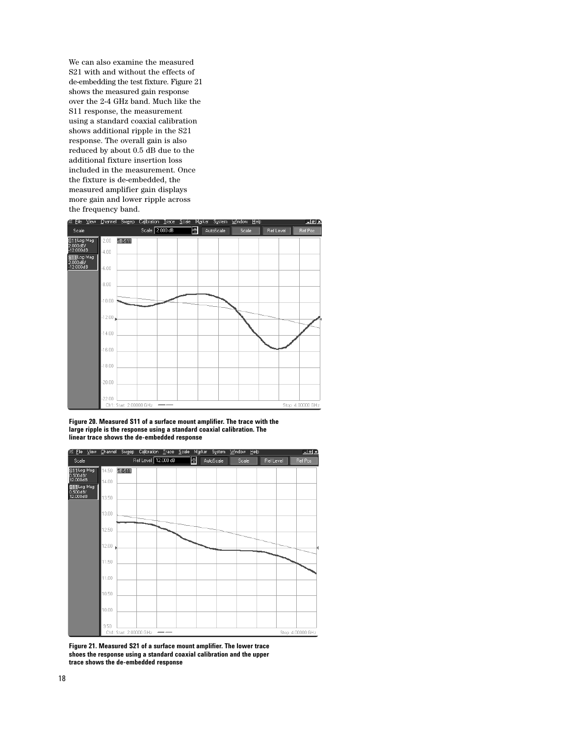We can also examine the measured S21 with and without the effects of de-embedding the test fixture. Figure 21 shows the measured gain response over the 2-4 GHz band. Much like the S11 response, the measurement using a standard coaxial calibration shows additional ripple in the S21 response. The overall gain is also reduced by about 0.5 dB due to the additional fixture insertion loss included in the measurement. Once the fixture is de-embedded, the measured amplifier gain displays more gain and lower ripple across the frequency band.

**Figure 20. Measured S11 of a surface mount amplifier. The trace with the large ripple is the response using a standard coaxial calibration. The linear trace shows the de-embedded response**

**Figure 21. Measured S21 of a surface mount amplifier. The lower trace shoes the response using a standard coaxial calibration and the upper trace shows the de-embedded response**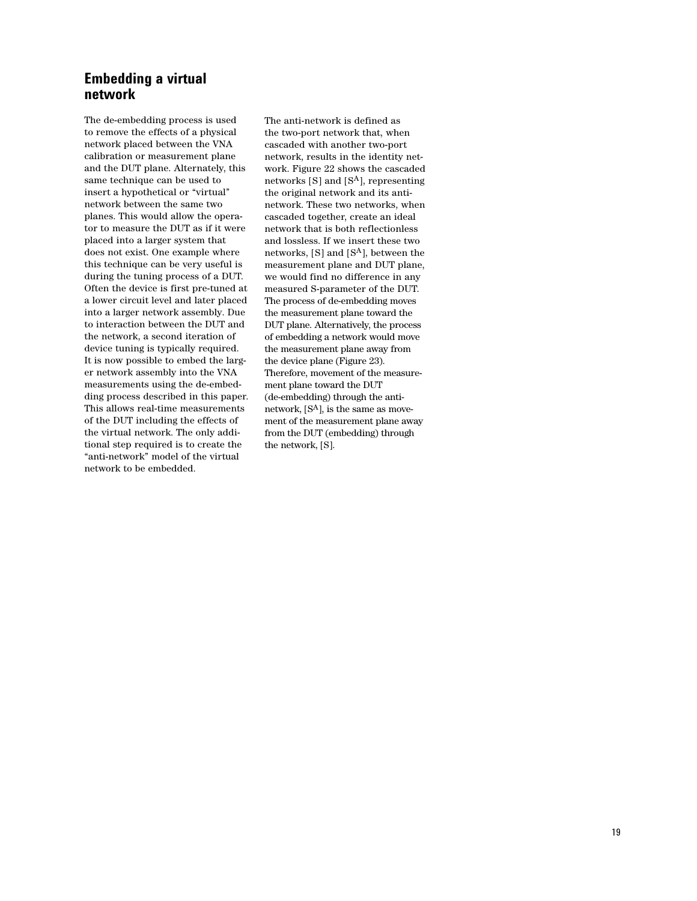## Embedding a virtual network

The de-embedding process is used to remove the effects of a physical network placed between the VNA calibration or measurement plane and the DUT plane. Alternately, this same technique can be used to insert a hypothetical or "virtual" network between the same two planes. This would allow the operator to measure the DUT as if it were placed into a larger system that does not exist. One example where this technique can be very useful is during the tuning process of a DUT. Often the device is first pre-tuned at a lower circuit level and later placed into a larger network assembly. Due to interaction between the DUT and the network, a second iteration of device tuning is typically required. It is now possible to embed the larger network assembly into the VNA measurements using the de-embedding process described in this paper. This allows real-time measurements of the DUT including the effects of the virtual network. The only additional step required is to create the "anti-network" model of the virtual network to be embedded.

The anti-network is defined as the two-port network that, when cascaded with another two-port network, results in the identity network. Figure 22 shows the cascaded networks [S] and [$S^A$], representing the original network and its anti-network. These two networks, when cascaded together, create an ideal network that is both reflectionless and lossless. If we insert these two networks, [S] and [$S^A$], between the measurement plane and DUT plane, we would find no difference in any measured S-parameter of the DUT. The process of de-embedding moves the measurement plane toward the DUT plane. Alternatively, the process of embedding a network would move the measurement plane away from the device plane (Figure 23). Therefore, movement of the measurement plane toward the DUT (de-embedding) through the anti-network, [$S^A$], is the same as movement of the measurement plane away from the DUT (embedding) through the network, [S].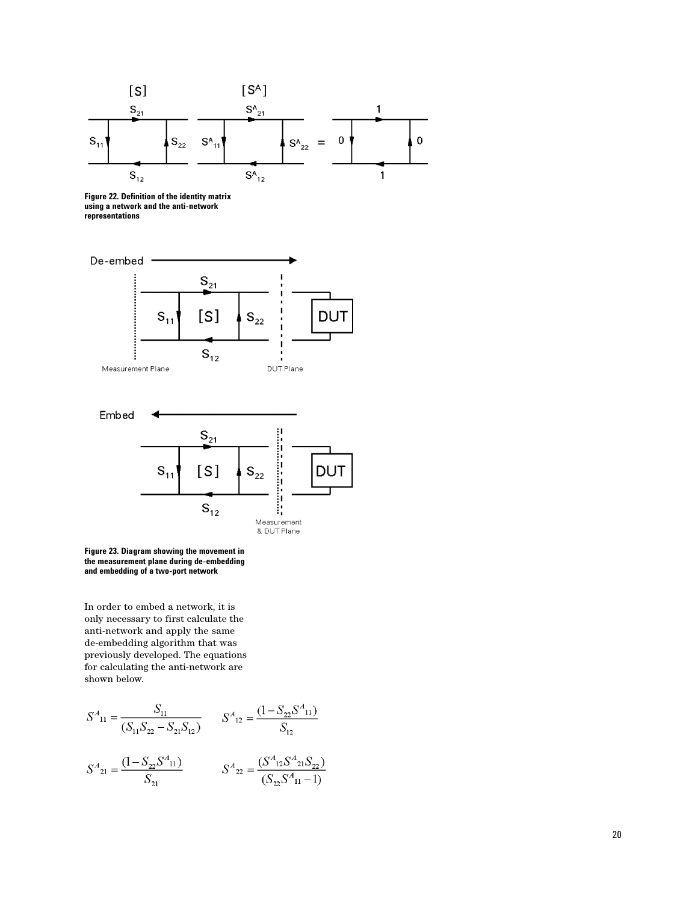**Figure 22. Definition of the identity matrix using a network and the anti-network representations**

**Figure 23. Diagram showing the movement in the measurement plane during de-embedding and embedding of a two-port network**

In order to embed a network, it is only necessary to first calculate the anti-network and apply the same de-embedding algorithm that was previously developed. The equations for calculating the anti-network are shown below.

$$S^{A}{}_{11} = \frac{S_{11}}{(S_{11}S_{22} - S_{21}S_{12})} \qquad S^{A}{}_{12} = \frac{(1 - S_{22}S^{A}{}_{11})}{S_{12}}$$

$$S^{A}{}_{21} = \frac{(1 - S_{22}S^{A}{}_{11})}{S_{21}} \qquad S^{A}{}_{22} = \frac{(S^{A}{}_{12}S^{A}{}_{21}S_{22})}{(S_{22}S^{A}{}_{11} - 1)}$$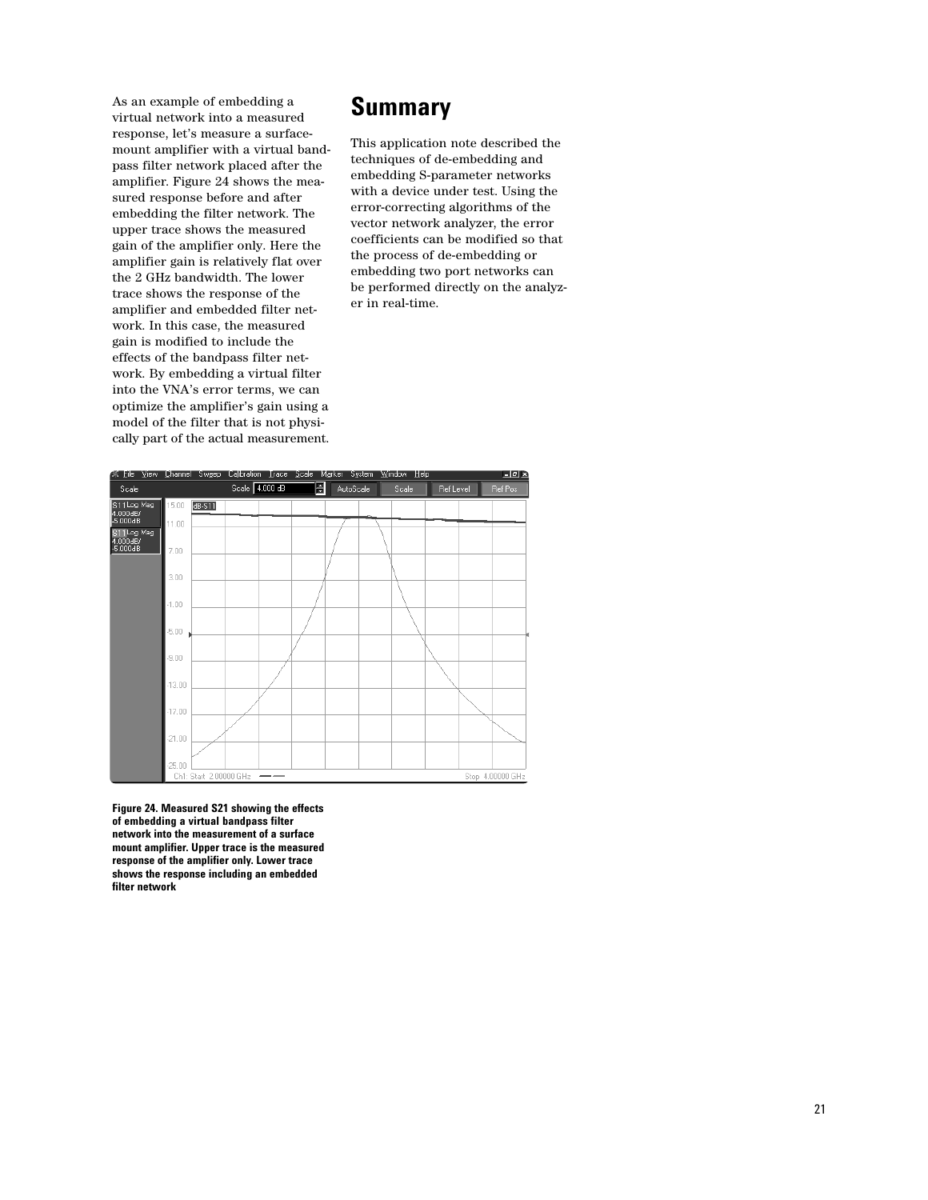As an example of embedding a virtual network into a measured response, let's measure a surface-mount amplifier with a virtual band-pass filter network placed after the amplifier. Figure 24 shows the measured response before and after embedding the filter network. The upper trace shows the measured gain of the amplifier only. Here the amplifier gain is relatively flat over the 2 GHz bandwidth. The lower trace shows the response of the amplifier and embedded filter network. In this case, the measured gain is modified to include the effects of the bandpass filter network. By embedding a virtual filter into the VNA's error terms, we can optimize the amplifier's gain using a model of the filter that is not physically part of the actual measurement.

**Figure 24. Measured S21 showing the effects of embedding a virtual bandpass filter network into the measurement of a surface mount amplifier. Upper trace is the measured response of the amplifier only. Lower trace shows the response including an embedded filter network**

# Summary

This application note described the techniques of de-embedding and embedding S-parameter networks with a device under test. Using the error-correcting algorithms of the vector network analyzer, the error coefficients can be modified so that the process of de-embedding or embedding two port networks can be performed directly on the analyzer in real-time.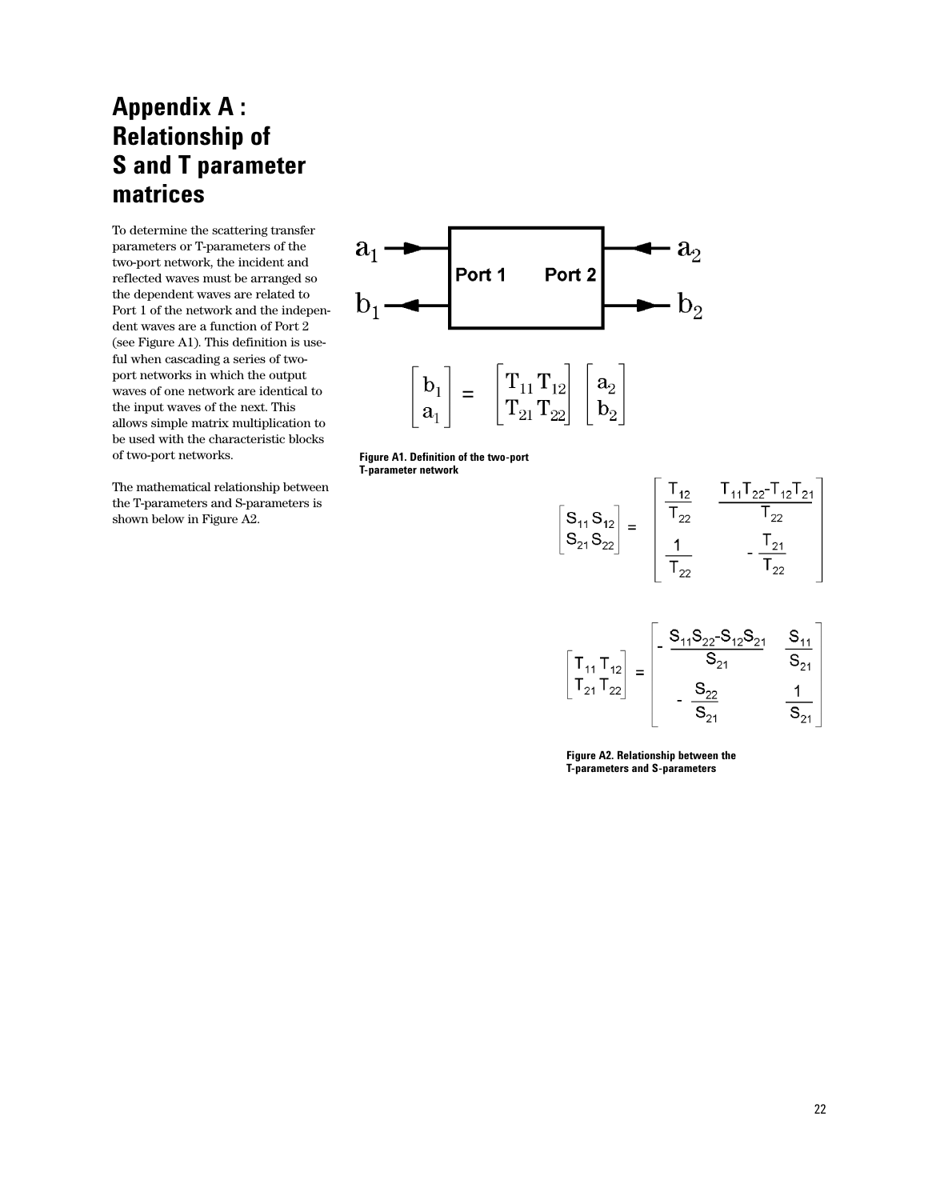# Appendix A : Relationship of S and T parameter matrices

To determine the scattering transfer parameters or T-parameters of the two-port network, the incident and reflected waves must be arranged so the dependent waves are related to Port 1 of the network and the independent waves are a function of Port 2 (see Figure A1). This definition is useful when cascading a series of two-port networks in which the output waves of one network are identical to the input waves of the next. This allows simple matrix multiplication to be used with the characteristic blocks of two-port networks.

The mathematical relationship between the T-parameters and S-parameters is shown below in Figure A2.

$a_1$ → Port 1 Port 2 ← $a_2$

$b_1$ ← → $b_2$

$$\begin{bmatrix} b_1 \\ a_1 \end{bmatrix} = \begin{bmatrix} T_{11} & T_{12} \\ T_{21} & T_{22} \end{bmatrix} \begin{bmatrix} a_2 \\ b_2 \end{bmatrix}$$

**Figure A1. Definition of the two-port T-parameter network**

$$\begin{bmatrix} S_{11} & S_{12} \\ S_{21} & S_{22} \end{bmatrix} = \begin{bmatrix} \dfrac{T_{12}}{T_{22}} & \dfrac{T_{11}T_{22}-T_{12}T_{21}}{T_{22}} \\ \dfrac{1}{T_{22}} & -\dfrac{T_{21}}{T_{22}} \end{bmatrix}$$

$$\begin{bmatrix} T_{11} & T_{12} \\ T_{21} & T_{22} \end{bmatrix} = \begin{bmatrix} -\dfrac{S_{11}S_{22}-S_{12}S_{21}}{S_{21}} & \dfrac{S_{11}}{S_{21}} \\ -\dfrac{S_{22}}{S_{21}} & \dfrac{1}{S_{21}} \end{bmatrix}$$

**Figure A2. Relationship between the T-parameters and S-parameters**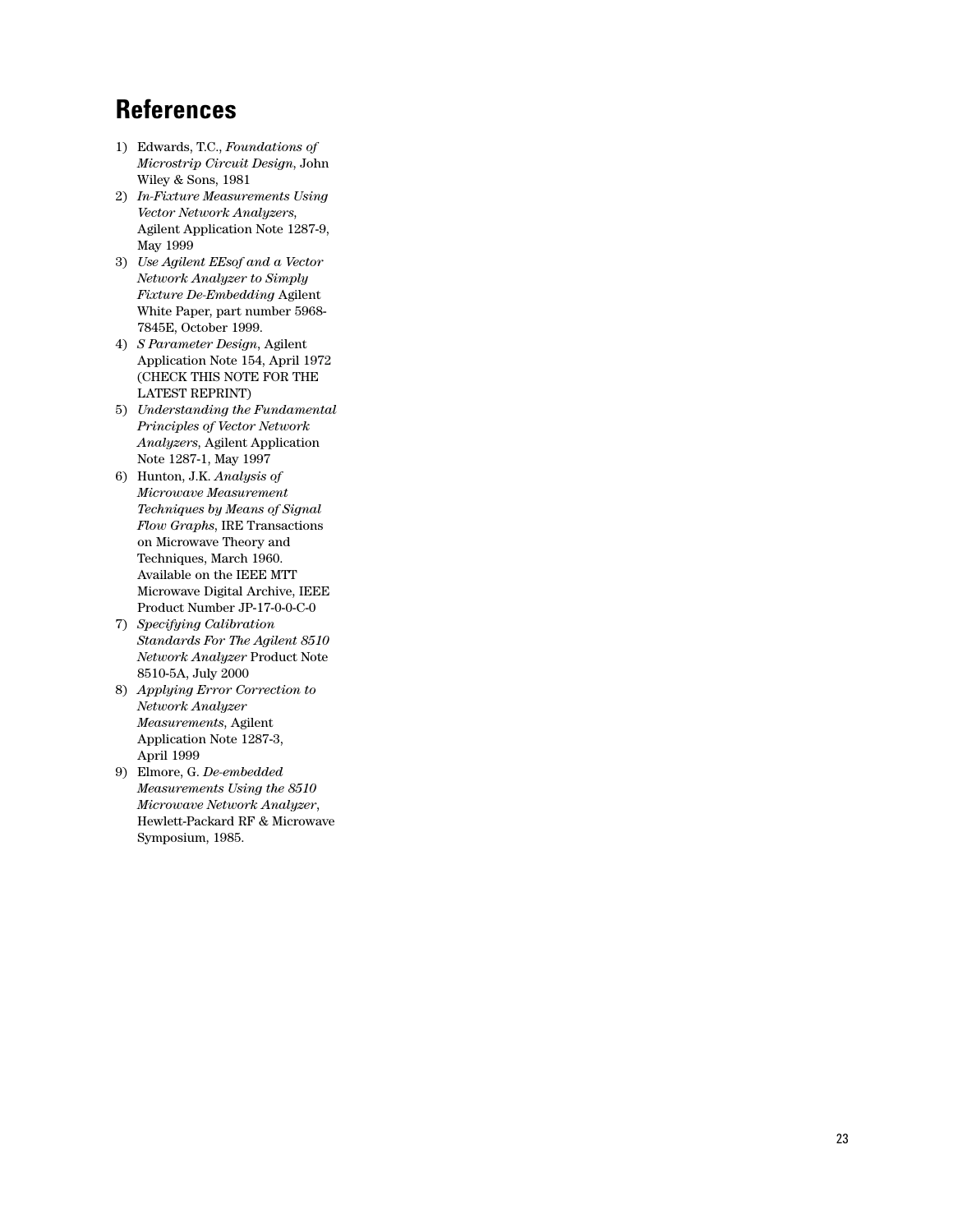# References

1) Edwards, T.C., *Foundations of Microstrip Circuit Design*, John Wiley & Sons, 1981
2) *In-Fixture Measurements Using Vector Network Analyzers,* Agilent Application Note 1287-9, May 1999
3) *Use Agilent EEsof and a Vector Network Analyzer to Simply Fixture De-Embedding* Agilent White Paper, part number 5968-7845E, October 1999.
4) *S Parameter Design*, Agilent Application Note 154, April 1972 (CHECK THIS NOTE FOR THE LATEST REPRINT)
5) *Understanding the Fundamental Principles of Vector Network Analyzers*, Agilent Application Note 1287-1, May 1997
6) Hunton, J.K. *Analysis of Microwave Measurement Techniques by Means of Signal Flow Graphs*, IRE Transactions on Microwave Theory and Techniques, March 1960. Available on the IEEE MTT Microwave Digital Archive, IEEE Product Number JP-17-0-0-C-0
7) *Specifying Calibration Standards For The Agilent 8510 Network Analyzer* Product Note 8510-5A, July 2000
8) *Applying Error Correction to Network Analyzer Measurements*, Agilent Application Note 1287-3, April 1999
9) Elmore, G. *De-embedded Measurements Using the 8510 Microwave Network Analyzer*, Hewlett-Packard RF & Microwave Symposium, 1985.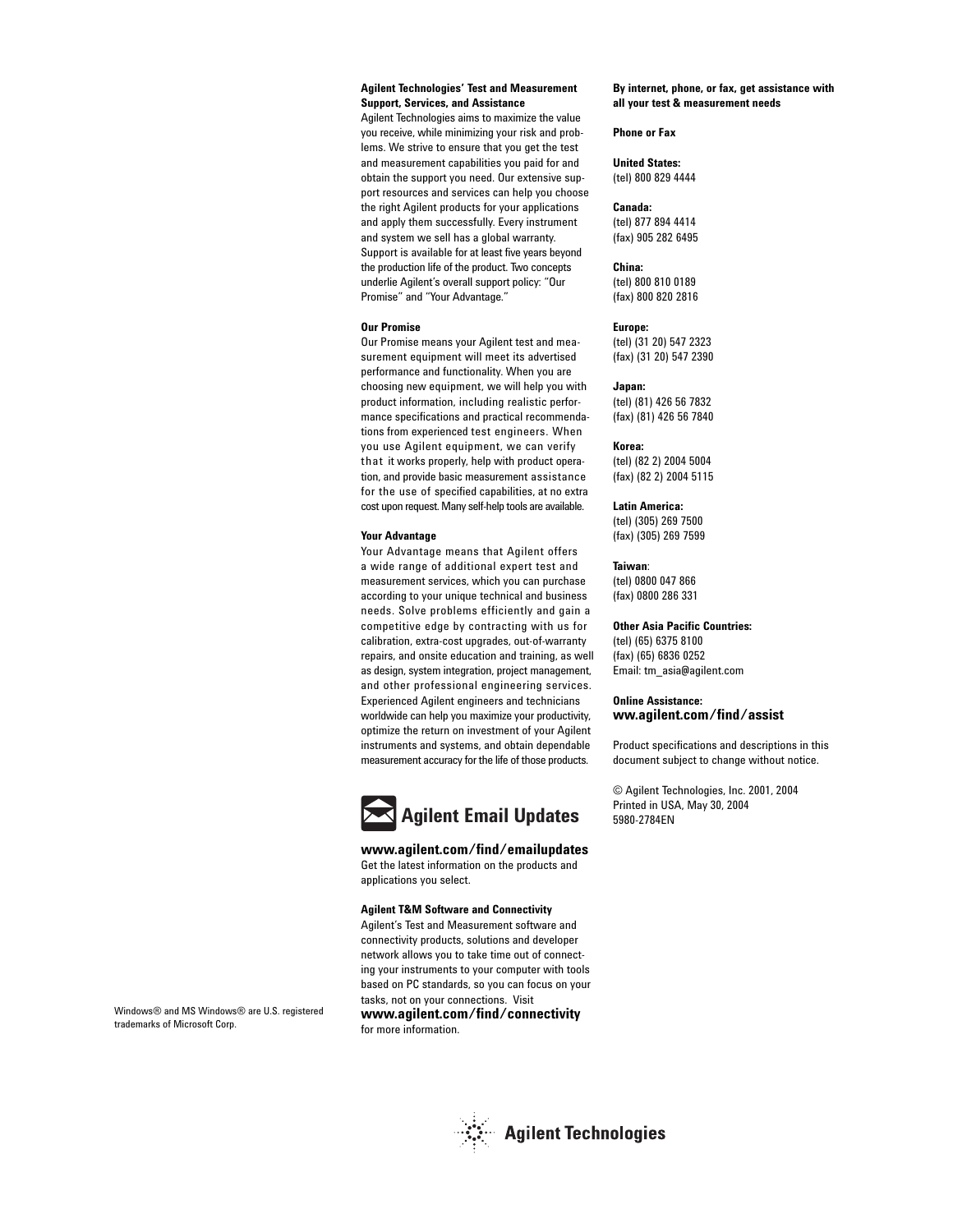**Agilent Technologies' Test and Measurement Support, Services, and Assistance**

Agilent Technologies aims to maximize the value you receive, while minimizing your risk and problems. We strive to ensure that you get the test and measurement capabilities you paid for and obtain the support you need. Our extensive support resources and services can help you choose the right Agilent products for your applications and apply them successfully. Every instrument and system we sell has a global warranty. Support is available for at least five years beyond the production life of the product. Two concepts underlie Agilent's overall support policy: "Our Promise" and "Your Advantage."

**Our Promise**

Our Promise means your Agilent test and measurement equipment will meet its advertised performance and functionality. When you are choosing new equipment, we will help you with product information, including realistic performance specifications and practical recommendations from experienced test engineers. When you use Agilent equipment, we can verify that it works properly, help with product operation, and provide basic measurement assistance for the use of specified capabilities, at no extra cost upon request. Many self-help tools are available.

**Your Advantage**

Your Advantage means that Agilent offers a wide range of additional expert test and measurement services, which you can purchase according to your unique technical and business needs. Solve problems efficiently and gain a competitive edge by contracting with us for calibration, extra-cost upgrades, out-of-warranty repairs, and onsite education and training, as well as design, system integration, project management, and other professional engineering services. Experienced Agilent engineers and technicians worldwide can help you maximize your productivity, optimize the return on investment of your Agilent instruments and systems, and obtain dependable measurement accuracy for the life of those products.

## Agilent Email Updates

**www.agilent.com/find/emailupdates**

Get the latest information on the products and applications you select.

**Agilent T&M Software and Connectivity**

Agilent's Test and Measurement software and connectivity products, solutions and developer network allows you to take time out of connecting your instruments to your computer with tools based on PC standards, so you can focus on your tasks, not on your connections. Visit **www.agilent.com/find/connectivity** for more information.

**By internet, phone, or fax, get assistance with all your test & measurement needs**

**Phone or Fax**

**United States:**
(tel) 800 829 4444

**Canada:**
(tel) 877 894 4414
(fax) 905 282 6495

**China:**
(tel) 800 810 0189
(fax) 800 820 2816

**Europe:**
(tel) (31 20) 547 2323
(fax) (31 20) 547 2390

**Japan:**
(tel) (81) 426 56 7832
(fax) (81) 426 56 7840

**Korea:**
(tel) (82 2) 2004 5004
(fax) (82 2) 2004 5115

**Latin America:**
(tel) (305) 269 7500
(fax) (305) 269 7599

**Taiwan**:
(tel) 0800 047 866
(fax) 0800 286 331

**Other Asia Pacific Countries:**
(tel) (65) 6375 8100
(fax) (65) 6836 0252
Email: tm_asia@agilent.com

**Online Assistance:**
**ww.agilent.com/find/assist**

Product specifications and descriptions in this document subject to change without notice.

© Agilent Technologies, Inc. 2001, 2004
Printed in USA, May 30, 2004
5980-2784EN

Windows® and MS Windows® are U.S. registered trademarks of Microsoft Corp.

Agilent Technologies